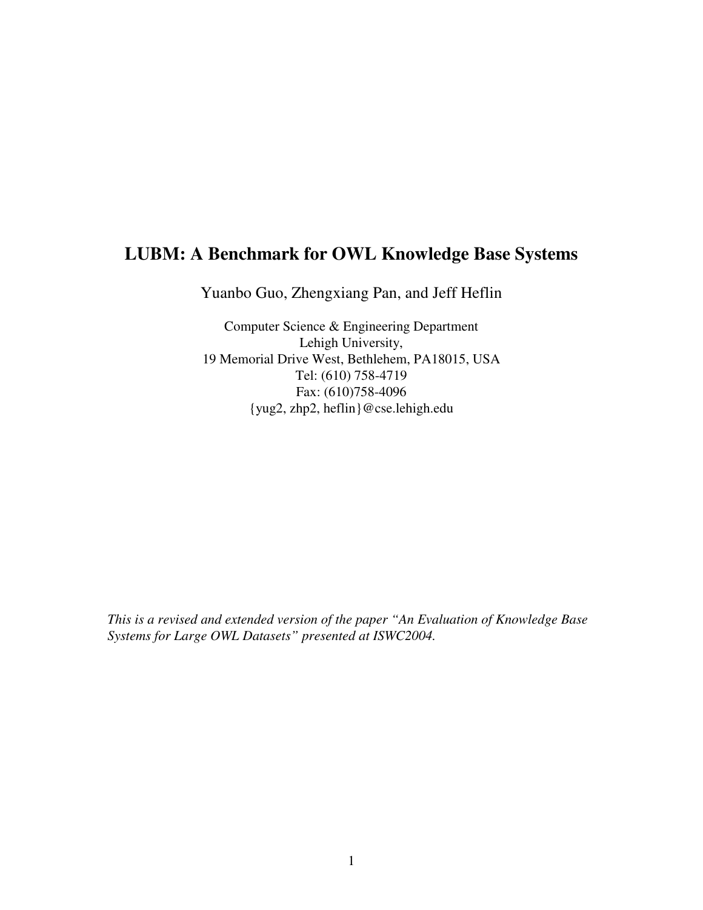# LUBM: A Benchmark for OWL Knowledge Base Systems

Yuanbo Guo, Zhengxiang Pan, and Jeff Heflin

Computer Science & Engineering Department
Lehigh University,
19 Memorial Drive West, Bethlehem, PA18015, USA
Tel: (610) 758-4719
Fax: (610)758-4096
{yug2, zhp2, heflin}@cse.lehigh.edu

*This is a revised and extended version of the paper "An Evaluation of Knowledge Base Systems for Large OWL Datasets" presented at ISWC2004.*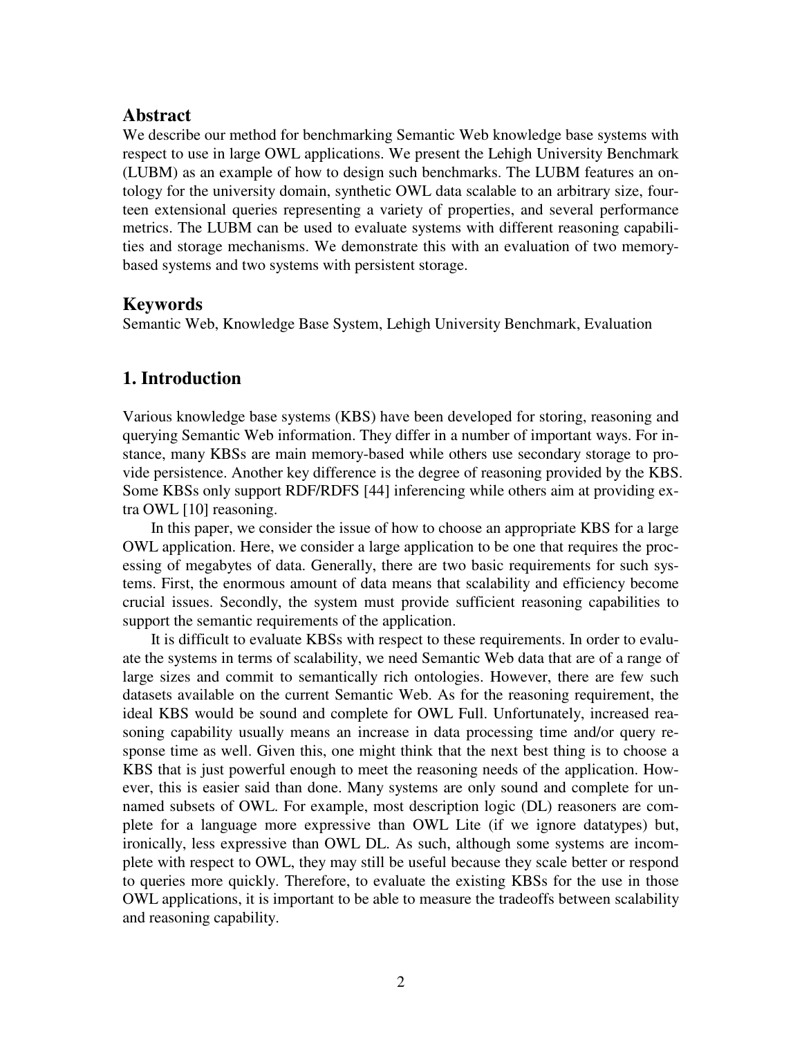## Abstract

We describe our method for benchmarking Semantic Web knowledge base systems with respect to use in large OWL applications. We present the Lehigh University Benchmark (LUBM) as an example of how to design such benchmarks. The LUBM features an ontology for the university domain, synthetic OWL data scalable to an arbitrary size, fourteen extensional queries representing a variety of properties, and several performance metrics. The LUBM can be used to evaluate systems with different reasoning capabilities and storage mechanisms. We demonstrate this with an evaluation of two memory-based systems and two systems with persistent storage.

## Keywords

Semantic Web, Knowledge Base System, Lehigh University Benchmark, Evaluation

## 1. Introduction

Various knowledge base systems (KBS) have been developed for storing, reasoning and querying Semantic Web information. They differ in a number of important ways. For instance, many KBSs are main memory-based while others use secondary storage to provide persistence. Another key difference is the degree of reasoning provided by the KBS. Some KBSs only support RDF/RDFS [44] inferencing while others aim at providing extra OWL [10] reasoning.

In this paper, we consider the issue of how to choose an appropriate KBS for a large OWL application. Here, we consider a large application to be one that requires the processing of megabytes of data. Generally, there are two basic requirements for such systems. First, the enormous amount of data means that scalability and efficiency become crucial issues. Secondly, the system must provide sufficient reasoning capabilities to support the semantic requirements of the application.

It is difficult to evaluate KBSs with respect to these requirements. In order to evaluate the systems in terms of scalability, we need Semantic Web data that are of a range of large sizes and commit to semantically rich ontologies. However, there are few such datasets available on the current Semantic Web. As for the reasoning requirement, the ideal KBS would be sound and complete for OWL Full. Unfortunately, increased reasoning capability usually means an increase in data processing time and/or query response time as well. Given this, one might think that the next best thing is to choose a KBS that is just powerful enough to meet the reasoning needs of the application. However, this is easier said than done. Many systems are only sound and complete for unnamed subsets of OWL. For example, most description logic (DL) reasoners are complete for a language more expressive than OWL Lite (if we ignore datatypes) but, ironically, less expressive than OWL DL. As such, although some systems are incomplete with respect to OWL, they may still be useful because they scale better or respond to queries more quickly. Therefore, to evaluate the existing KBSs for the use in those OWL applications, it is important to be able to measure the tradeoffs between scalability and reasoning capability.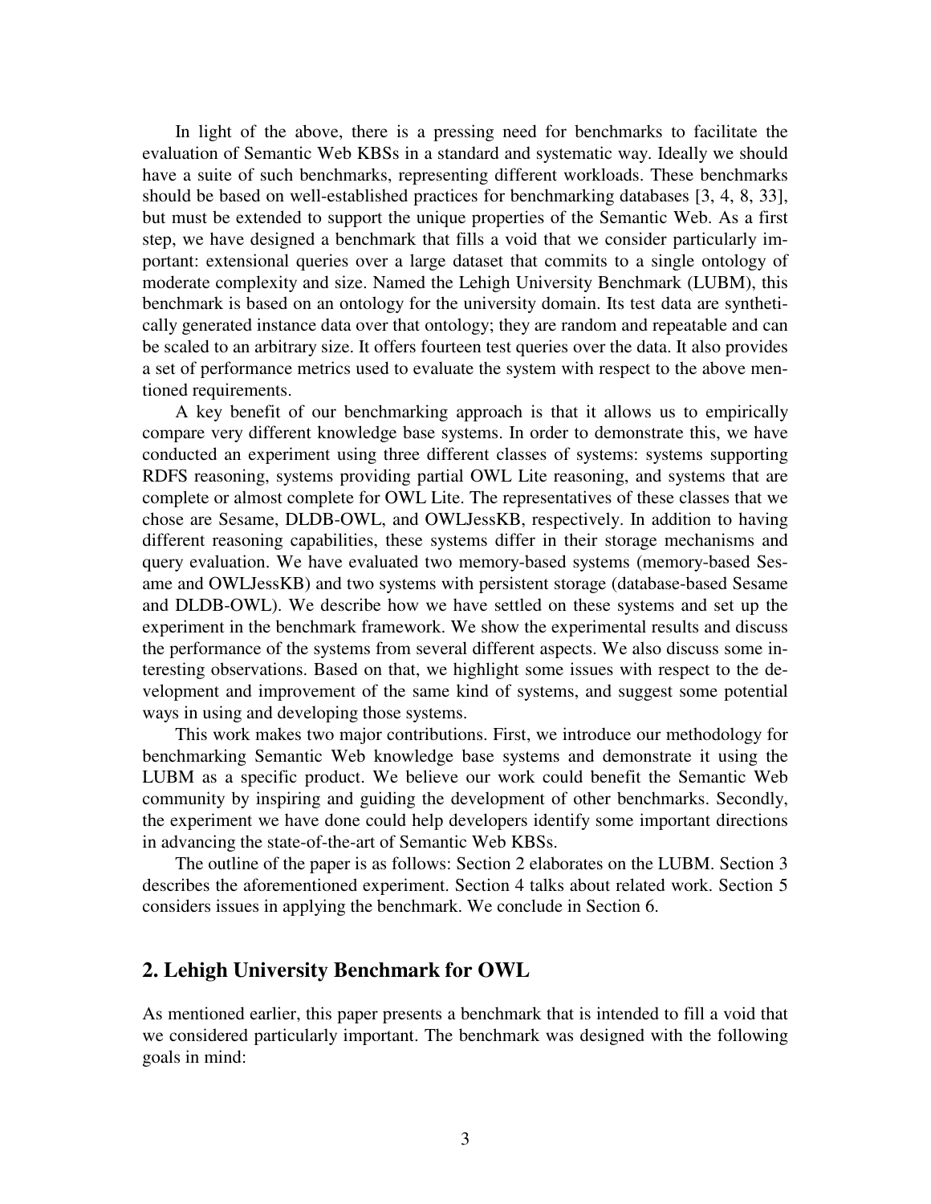In light of the above, there is a pressing need for benchmarks to facilitate the evaluation of Semantic Web KBSs in a standard and systematic way. Ideally we should have a suite of such benchmarks, representing different workloads. These benchmarks should be based on well-established practices for benchmarking databases [3, 4, 8, 33], but must be extended to support the unique properties of the Semantic Web. As a first step, we have designed a benchmark that fills a void that we consider particularly important: extensional queries over a large dataset that commits to a single ontology of moderate complexity and size. Named the Lehigh University Benchmark (LUBM), this benchmark is based on an ontology for the university domain. Its test data are synthetically generated instance data over that ontology; they are random and repeatable and can be scaled to an arbitrary size. It offers fourteen test queries over the data. It also provides a set of performance metrics used to evaluate the system with respect to the above mentioned requirements.

A key benefit of our benchmarking approach is that it allows us to empirically compare very different knowledge base systems. In order to demonstrate this, we have conducted an experiment using three different classes of systems: systems supporting RDFS reasoning, systems providing partial OWL Lite reasoning, and systems that are complete or almost complete for OWL Lite. The representatives of these classes that we chose are Sesame, DLDB-OWL, and OWLJessKB, respectively. In addition to having different reasoning capabilities, these systems differ in their storage mechanisms and query evaluation. We have evaluated two memory-based systems (memory-based Sesame and OWLJessKB) and two systems with persistent storage (database-based Sesame and DLDB-OWL). We describe how we have settled on these systems and set up the experiment in the benchmark framework. We show the experimental results and discuss the performance of the systems from several different aspects. We also discuss some interesting observations. Based on that, we highlight some issues with respect to the development and improvement of the same kind of systems, and suggest some potential ways in using and developing those systems.

This work makes two major contributions. First, we introduce our methodology for benchmarking Semantic Web knowledge base systems and demonstrate it using the LUBM as a specific product. We believe our work could benefit the Semantic Web community by inspiring and guiding the development of other benchmarks. Secondly, the experiment we have done could help developers identify some important directions in advancing the state-of-the-art of Semantic Web KBSs.

The outline of the paper is as follows: Section 2 elaborates on the LUBM. Section 3 describes the aforementioned experiment. Section 4 talks about related work. Section 5 considers issues in applying the benchmark. We conclude in Section 6.

## 2. Lehigh University Benchmark for OWL

As mentioned earlier, this paper presents a benchmark that is intended to fill a void that we considered particularly important. The benchmark was designed with the following goals in mind: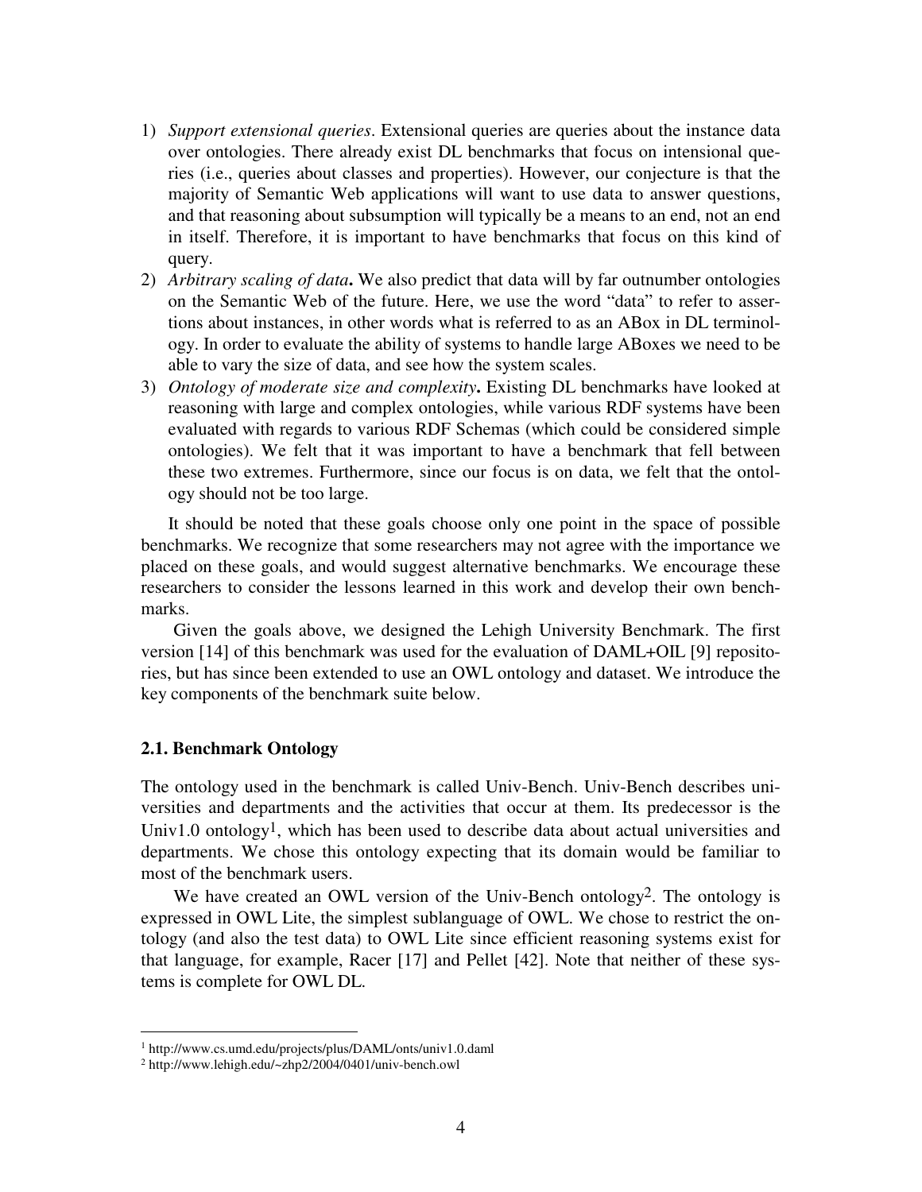1) *Support extensional queries*. Extensional queries are queries about the instance data over ontologies. There already exist DL benchmarks that focus on intensional queries (i.e., queries about classes and properties). However, our conjecture is that the majority of Semantic Web applications will want to use data to answer questions, and that reasoning about subsumption will typically be a means to an end, not an end in itself. Therefore, it is important to have benchmarks that focus on this kind of query.
2) *Arbitrary scaling of data***.** We also predict that data will by far outnumber ontologies on the Semantic Web of the future. Here, we use the word "data" to refer to assertions about instances, in other words what is referred to as an ABox in DL terminology. In order to evaluate the ability of systems to handle large ABoxes we need to be able to vary the size of data, and see how the system scales.
3) *Ontology of moderate size and complexity***.** Existing DL benchmarks have looked at reasoning with large and complex ontologies, while various RDF systems have been evaluated with regards to various RDF Schemas (which could be considered simple ontologies). We felt that it was important to have a benchmark that fell between these two extremes. Furthermore, since our focus is on data, we felt that the ontology should not be too large.

It should be noted that these goals choose only one point in the space of possible benchmarks. We recognize that some researchers may not agree with the importance we placed on these goals, and would suggest alternative benchmarks. We encourage these researchers to consider the lessons learned in this work and develop their own benchmarks.

Given the goals above, we designed the Lehigh University Benchmark. The first version [14] of this benchmark was used for the evaluation of DAML+OIL [9] repositories, but has since been extended to use an OWL ontology and dataset. We introduce the key components of the benchmark suite below.

### 2.1. Benchmark Ontology

The ontology used in the benchmark is called Univ-Bench. Univ-Bench describes universities and departments and the activities that occur at them. Its predecessor is the Univ1.0 ontology[1], which has been used to describe data about actual universities and departments. We chose this ontology expecting that its domain would be familiar to most of the benchmark users.

We have created an OWL version of the Univ-Bench ontology[2]. The ontology is expressed in OWL Lite, the simplest sublanguage of OWL. We chose to restrict the ontology (and also the test data) to OWL Lite since efficient reasoning systems exist for that language, for example, Racer [17] and Pellet [42]. Note that neither of these systems is complete for OWL DL.

---

[1] http://www.cs.umd.edu/projects/plus/DAML/onts/univ1.0.daml

[2] http://www.lehigh.edu/~zhp2/2004/0401/univ-bench.owl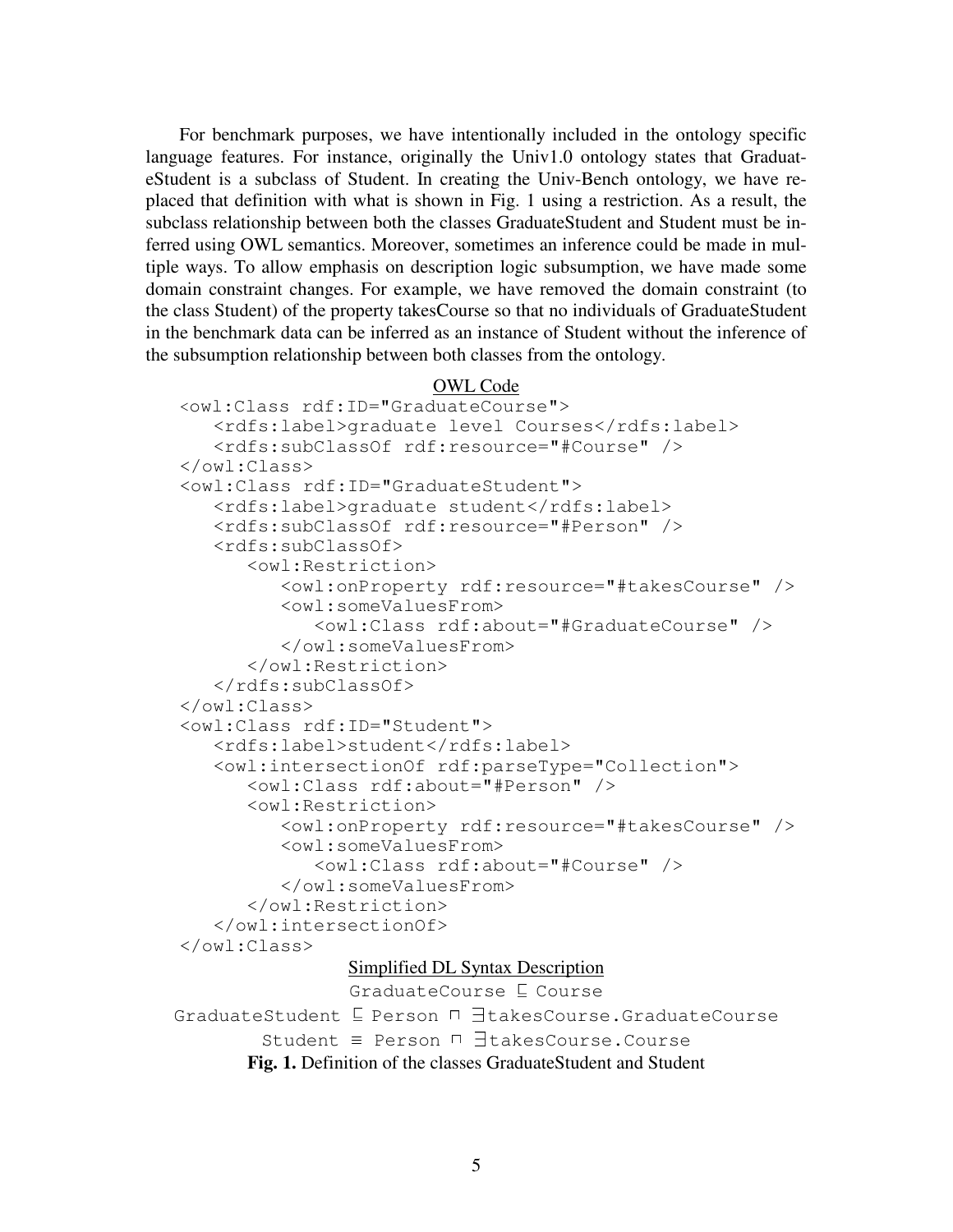For benchmark purposes, we have intentionally included in the ontology specific language features. For instance, originally the Univ1.0 ontology states that GraduateStudent is a subclass of Student. In creating the Univ-Bench ontology, we have replaced that definition with what is shown in Fig. 1 using a restriction. As a result, the subclass relationship between both the classes GraduateStudent and Student must be inferred using OWL semantics. Moreover, sometimes an inference could be made in multiple ways. To allow emphasis on description logic subsumption, we have made some domain constraint changes. For example, we have removed the domain constraint (to the class Student) of the property takesCourse so that no individuals of GraduateStudent in the benchmark data can be inferred as an instance of Student without the inference of the subsumption relationship between both classes from the ontology.

OWL Code

```
<owl:Class rdf:ID="GraduateCourse">
   <rdfs:label>graduate level Courses</rdfs:label>
   <rdfs:subClassOf rdf:resource="#Course" />
</owl:Class>
<owl:Class rdf:ID="GraduateStudent">
   <rdfs:label>graduate student</rdfs:label>
   <rdfs:subClassOf rdf:resource="#Person" />
   <rdfs:subClassOf>
      <owl:Restriction>
         <owl:onProperty rdf:resource="#takesCourse" />
         <owl:someValuesFrom>
            <owl:Class rdf:about="#GraduateCourse" />
         </owl:someValuesFrom>
      </owl:Restriction>
   </rdfs:subClassOf>
</owl:Class>
<owl:Class rdf:ID="Student">
   <rdfs:label>student</rdfs:label>
   <owl:intersectionOf rdf:parseType="Collection">
      <owl:Class rdf:about="#Person" />
      <owl:Restriction>
         <owl:onProperty rdf:resource="#takesCourse" />
         <owl:someValuesFrom>
            <owl:Class rdf:about="#Course" />
         </owl:someValuesFrom>
      </owl:Restriction>
   </owl:intersectionOf>
</owl:Class>
```

Simplified DL Syntax Description

```
GraduateCourse ⊑ Course
GraduateStudent ⊑ Person ⊓ ∃takesCourse.GraduateCourse
Student ≡ Person ⊓ ∃takesCourse.Course
```

**Fig. 1.** Definition of the classes GraduateStudent and Student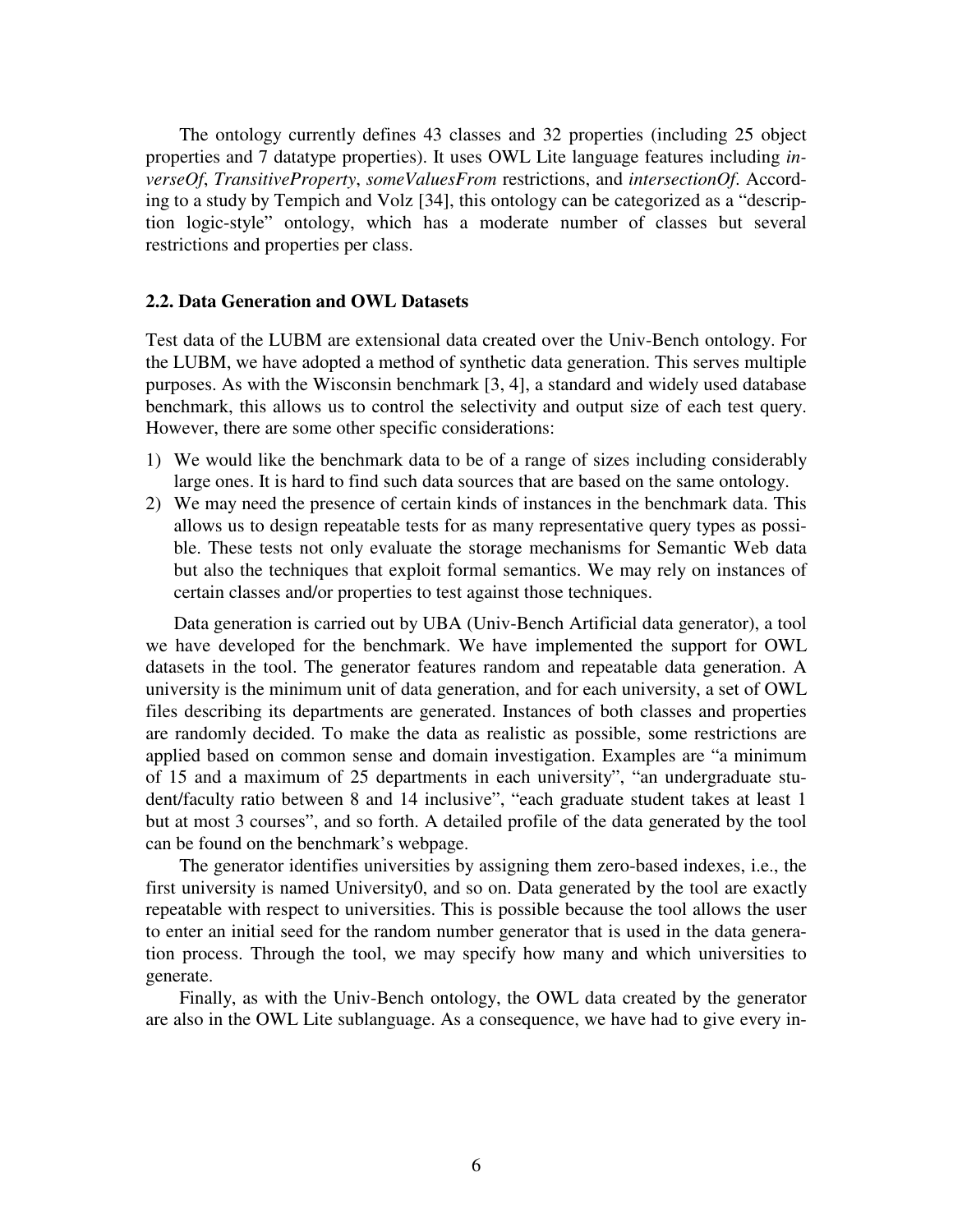The ontology currently defines 43 classes and 32 properties (including 25 object properties and 7 datatype properties). It uses OWL Lite language features including *inverseOf*, *TransitiveProperty*, *someValuesFrom* restrictions, and *intersectionOf*. According to a study by Tempich and Volz [34], this ontology can be categorized as a "description logic-style" ontology, which has a moderate number of classes but several restrictions and properties per class.

### 2.2. Data Generation and OWL Datasets

Test data of the LUBM are extensional data created over the Univ-Bench ontology. For the LUBM, we have adopted a method of synthetic data generation. This serves multiple purposes. As with the Wisconsin benchmark [3, 4], a standard and widely used database benchmark, this allows us to control the selectivity and output size of each test query. However, there are some other specific considerations:

1) We would like the benchmark data to be of a range of sizes including considerably large ones. It is hard to find such data sources that are based on the same ontology.
2) We may need the presence of certain kinds of instances in the benchmark data. This allows us to design repeatable tests for as many representative query types as possible. These tests not only evaluate the storage mechanisms for Semantic Web data but also the techniques that exploit formal semantics. We may rely on instances of certain classes and/or properties to test against those techniques.

Data generation is carried out by UBA (Univ-Bench Artificial data generator), a tool we have developed for the benchmark. We have implemented the support for OWL datasets in the tool. The generator features random and repeatable data generation. A university is the minimum unit of data generation, and for each university, a set of OWL files describing its departments are generated. Instances of both classes and properties are randomly decided. To make the data as realistic as possible, some restrictions are applied based on common sense and domain investigation. Examples are "a minimum of 15 and a maximum of 25 departments in each university", "an undergraduate student/faculty ratio between 8 and 14 inclusive", "each graduate student takes at least 1 but at most 3 courses", and so forth. A detailed profile of the data generated by the tool can be found on the benchmark's webpage.

The generator identifies universities by assigning them zero-based indexes, i.e., the first university is named University0, and so on. Data generated by the tool are exactly repeatable with respect to universities. This is possible because the tool allows the user to enter an initial seed for the random number generator that is used in the data generation process. Through the tool, we may specify how many and which universities to generate.

Finally, as with the Univ-Bench ontology, the OWL data created by the generator are also in the OWL Lite sublanguage. As a consequence, we have had to give every in-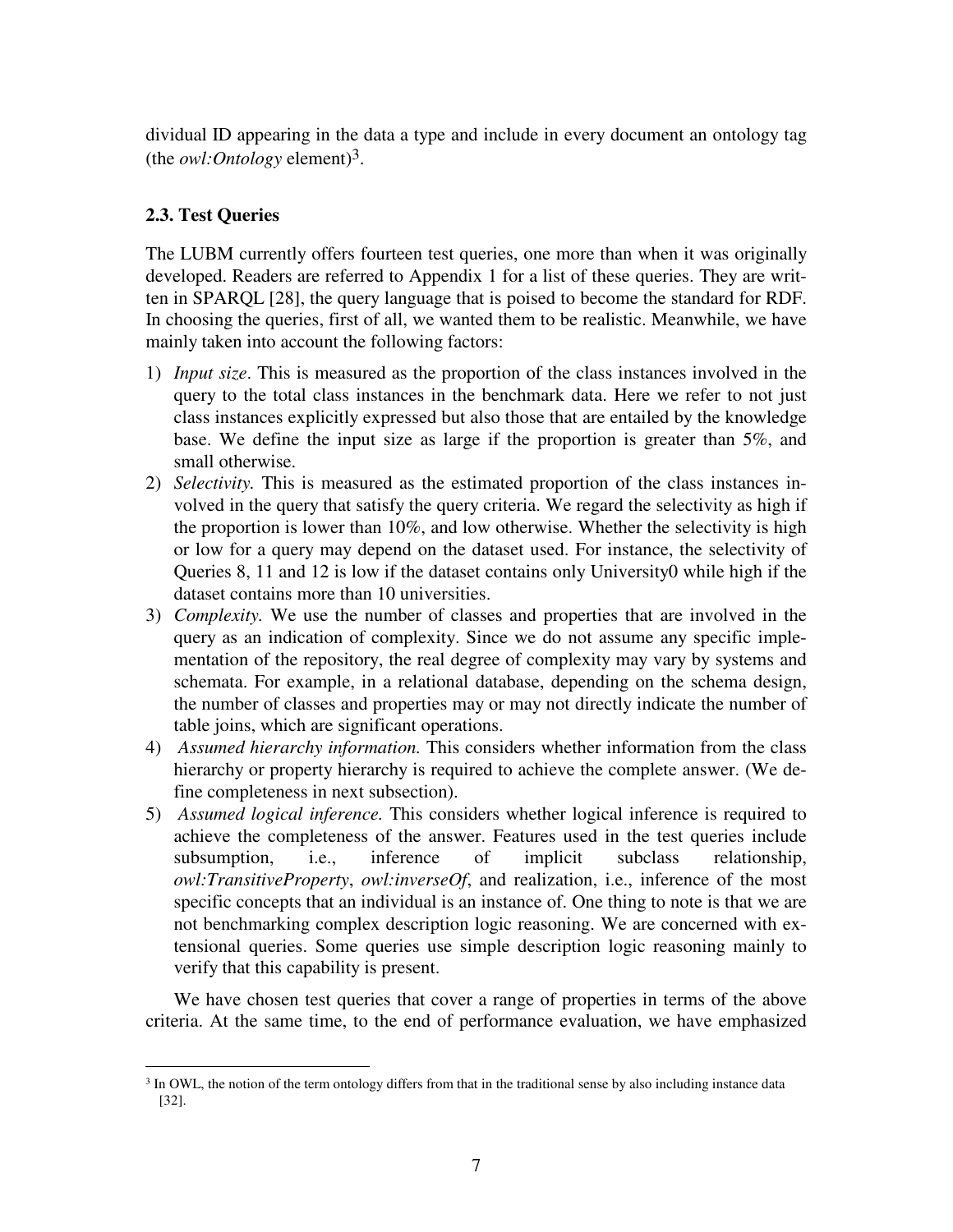dividual ID appearing in the data a type and include in every document an ontology tag (the *owl:Ontology* element)[3].

### 2.3. Test Queries

The LUBM currently offers fourteen test queries, one more than when it was originally developed. Readers are referred to Appendix 1 for a list of these queries. They are written in SPARQL [28], the query language that is poised to become the standard for RDF. In choosing the queries, first of all, we wanted them to be realistic. Meanwhile, we have mainly taken into account the following factors:

1) *Input size*. This is measured as the proportion of the class instances involved in the query to the total class instances in the benchmark data. Here we refer to not just class instances explicitly expressed but also those that are entailed by the knowledge base. We define the input size as large if the proportion is greater than 5%, and small otherwise.
2) *Selectivity.* This is measured as the estimated proportion of the class instances involved in the query that satisfy the query criteria. We regard the selectivity as high if the proportion is lower than 10%, and low otherwise. Whether the selectivity is high or low for a query may depend on the dataset used. For instance, the selectivity of Queries 8, 11 and 12 is low if the dataset contains only University0 while high if the dataset contains more than 10 universities.
3) *Complexity.* We use the number of classes and properties that are involved in the query as an indication of complexity. Since we do not assume any specific implementation of the repository, the real degree of complexity may vary by systems and schemata. For example, in a relational database, depending on the schema design, the number of classes and properties may or may not directly indicate the number of table joins, which are significant operations.
4) *Assumed hierarchy information.* This considers whether information from the class hierarchy or property hierarchy is required to achieve the complete answer. (We define completeness in next subsection).
5) *Assumed logical inference.* This considers whether logical inference is required to achieve the completeness of the answer. Features used in the test queries include subsumption, i.e., inference of implicit subclass relationship, *owl:TransitiveProperty*, *owl:inverseOf*, and realization, i.e., inference of the most specific concepts that an individual is an instance of. One thing to note is that we are not benchmarking complex description logic reasoning. We are concerned with extensional queries. Some queries use simple description logic reasoning mainly to verify that this capability is present.

We have chosen test queries that cover a range of properties in terms of the above criteria. At the same time, to the end of performance evaluation, we have emphasized

[3] In OWL, the notion of the term ontology differs from that in the traditional sense by also including instance data [32].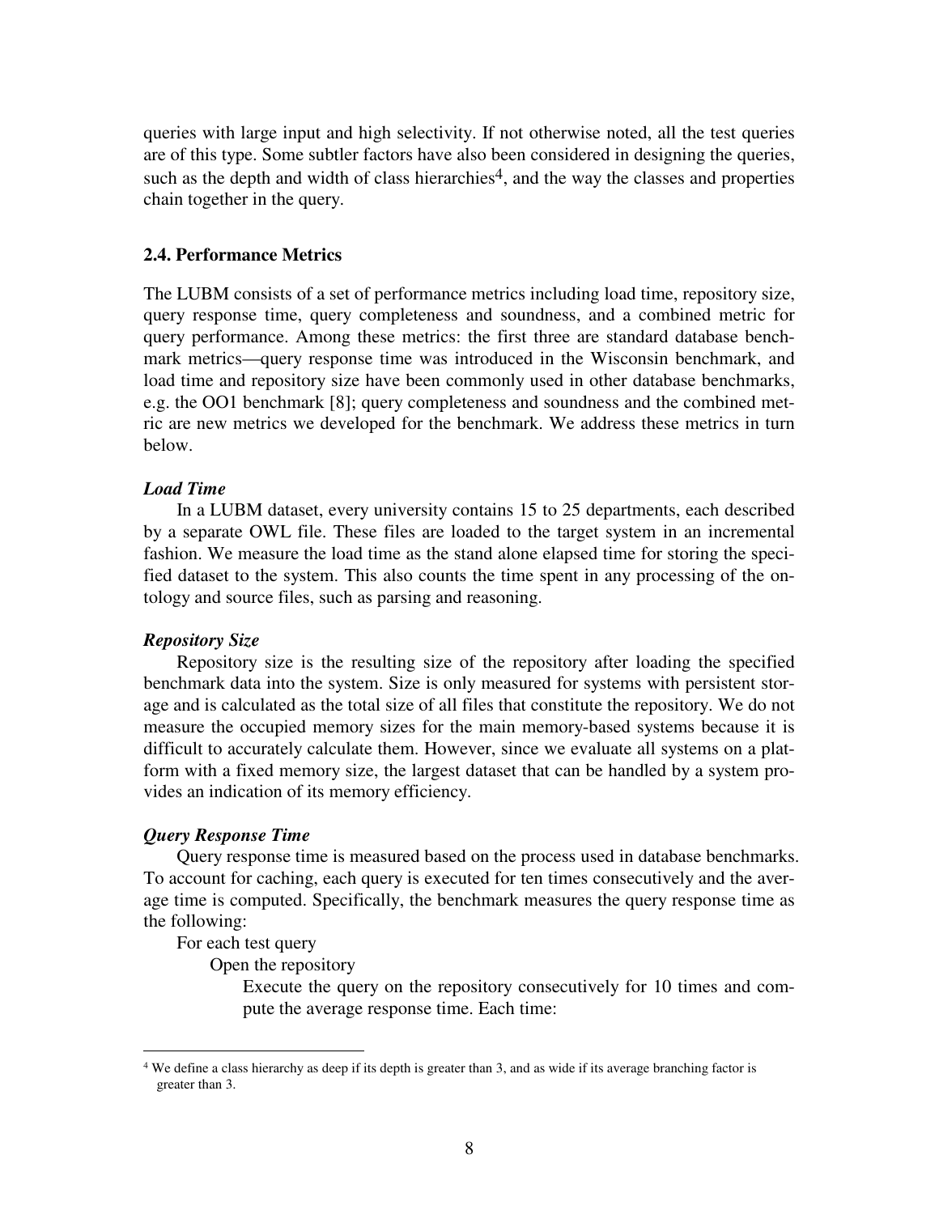queries with large input and high selectivity. If not otherwise noted, all the test queries are of this type. Some subtler factors have also been considered in designing the queries, such as the depth and width of class hierarchies[4], and the way the classes and properties chain together in the query.

### 2.4. Performance Metrics

The LUBM consists of a set of performance metrics including load time, repository size, query response time, query completeness and soundness, and a combined metric for query performance. Among these metrics: the first three are standard database benchmark metrics—query response time was introduced in the Wisconsin benchmark, and load time and repository size have been commonly used in other database benchmarks, e.g. the OO1 benchmark [8]; query completeness and soundness and the combined metric are new metrics we developed for the benchmark. We address these metrics in turn below.

***Load Time***

In a LUBM dataset, every university contains 15 to 25 departments, each described by a separate OWL file. These files are loaded to the target system in an incremental fashion. We measure the load time as the stand alone elapsed time for storing the specified dataset to the system. This also counts the time spent in any processing of the ontology and source files, such as parsing and reasoning.

***Repository Size***

Repository size is the resulting size of the repository after loading the specified benchmark data into the system. Size is only measured for systems with persistent storage and is calculated as the total size of all files that constitute the repository. We do not measure the occupied memory sizes for the main memory-based systems because it is difficult to accurately calculate them. However, since we evaluate all systems on a platform with a fixed memory size, the largest dataset that can be handled by a system provides an indication of its memory efficiency.

***Query Response Time***

Query response time is measured based on the process used in database benchmarks. To account for caching, each query is executed for ten times consecutively and the average time is computed. Specifically, the benchmark measures the query response time as the following:

For each test query

Open the repository

Execute the query on the repository consecutively for 10 times and compute the average response time. Each time:

---

[4] We define a class hierarchy as deep if its depth is greater than 3, and as wide if its average branching factor is greater than 3.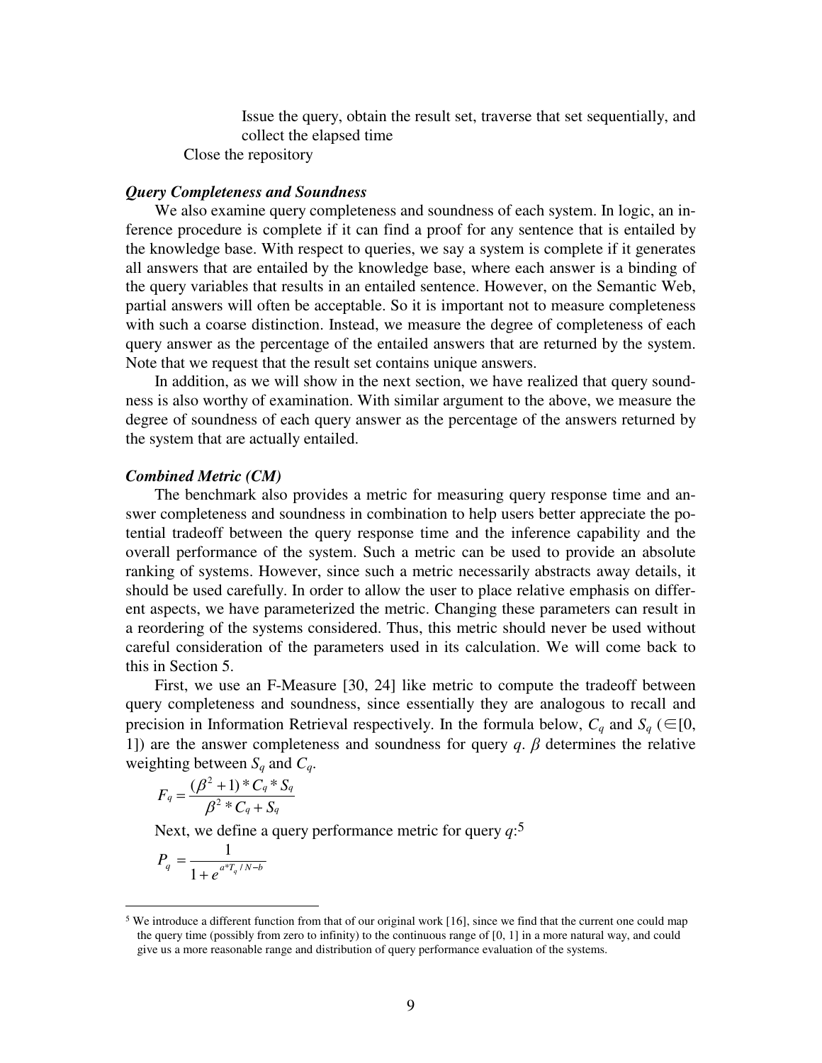Issue the query, obtain the result set, traverse that set sequentially, and collect the elapsed time

Close the repository

***Query Completeness and Soundness***

We also examine query completeness and soundness of each system. In logic, an inference procedure is complete if it can find a proof for any sentence that is entailed by the knowledge base. With respect to queries, we say a system is complete if it generates all answers that are entailed by the knowledge base, where each answer is a binding of the query variables that results in an entailed sentence. However, on the Semantic Web, partial answers will often be acceptable. So it is important not to measure completeness with such a coarse distinction. Instead, we measure the degree of completeness of each query answer as the percentage of the entailed answers that are returned by the system. Note that we request that the result set contains unique answers.

In addition, as we will show in the next section, we have realized that query soundness is also worthy of examination. With similar argument to the above, we measure the degree of soundness of each query answer as the percentage of the answers returned by the system that are actually entailed.

***Combined Metric (CM)***

The benchmark also provides a metric for measuring query response time and answer completeness and soundness in combination to help users better appreciate the potential tradeoff between the query response time and the inference capability and the overall performance of the system. Such a metric can be used to provide an absolute ranking of systems. However, since such a metric necessarily abstracts away details, it should be used carefully. In order to allow the user to place relative emphasis on different aspects, we have parameterized the metric. Changing these parameters can result in a reordering of the systems considered. Thus, this metric should never be used without careful consideration of the parameters used in its calculation. We will come back to this in Section 5.

First, we use an F-Measure [30, 24] like metric to compute the tradeoff between query completeness and soundness, since essentially they are analogous to recall and precision in Information Retrieval respectively. In the formula below, $C_q$ and $S_q$ ($\in$[0, 1]) are the answer completeness and soundness for query $q$. $\beta$ determines the relative weighting between $S_q$ and $C_q$.

$$F_q = \frac{(\beta^2 + 1) * C_q * S_q}{\beta^2 * C_q + S_q}$$

Next, we define a query performance metric for query $q$:[5]

$$P_q = \frac{1}{1 + e^{a * T_q / N - b}}$$

[5] We introduce a different function from that of our original work [16], since we find that the current one could map the query time (possibly from zero to infinity) to the continuous range of [0, 1] in a more natural way, and could give us a more reasonable range and distribution of query performance evaluation of the systems.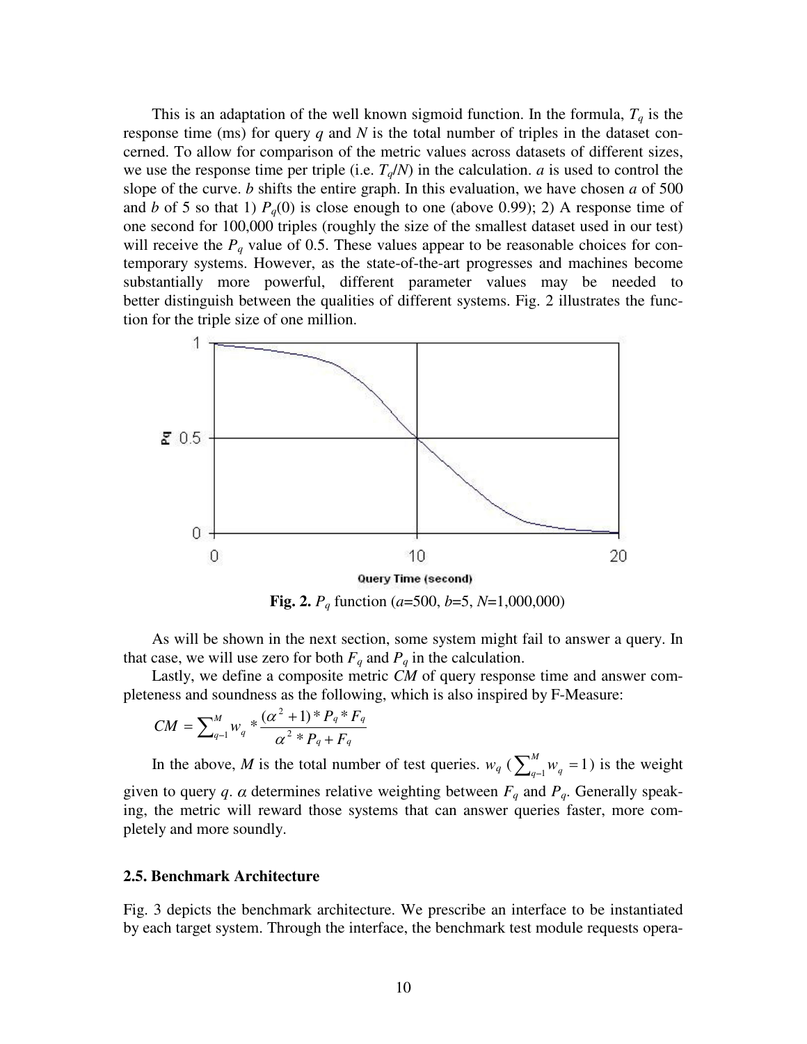This is an adaptation of the well known sigmoid function. In the formula, $T_q$ is the response time (ms) for query $q$ and $N$ is the total number of triples in the dataset concerned. To allow for comparison of the metric values across datasets of different sizes, we use the response time per triple (i.e. $T_q/N$) in the calculation. $a$ is used to control the slope of the curve. $b$ shifts the entire graph. In this evaluation, we have chosen $a$ of 500 and $b$ of 5 so that 1) $P_q(0)$ is close enough to one (above 0.99); 2) A response time of one second for 100,000 triples (roughly the size of the smallest dataset used in our test) will receive the $P_q$ value of 0.5. These values appear to be reasonable choices for contemporary systems. However, as the state-of-the-art progresses and machines become substantially more powerful, different parameter values may be needed to better distinguish between the qualities of different systems. Fig. 2 illustrates the function for the triple size of one million.

**Fig. 2.** $P_q$ function ($a$=500, $b$=5, $N$=1,000,000)

As will be shown in the next section, some system might fail to answer a query. In that case, we will use zero for both $F_q$ and $P_q$ in the calculation.

Lastly, we define a composite metric $CM$ of query response time and answer completeness and soundness as the following, which is also inspired by F-Measure:

$$CM = \sum_{q-1}^{M} w_q * \frac{(\alpha^2 + 1) * P_q * F_q}{\alpha^2 * P_q + F_q}$$

In the above, $M$ is the total number of test queries. $w_q$ ($\sum_{q-1}^{M} w_q = 1$) is the weight given to query $q$. $\alpha$ determines relative weighting between $F_q$ and $P_q$. Generally speaking, the metric will reward those systems that can answer queries faster, more completely and more soundly.

### 2.5. Benchmark Architecture

Fig. 3 depicts the benchmark architecture. We prescribe an interface to be instantiated by each target system. Through the interface, the benchmark test module requests opera-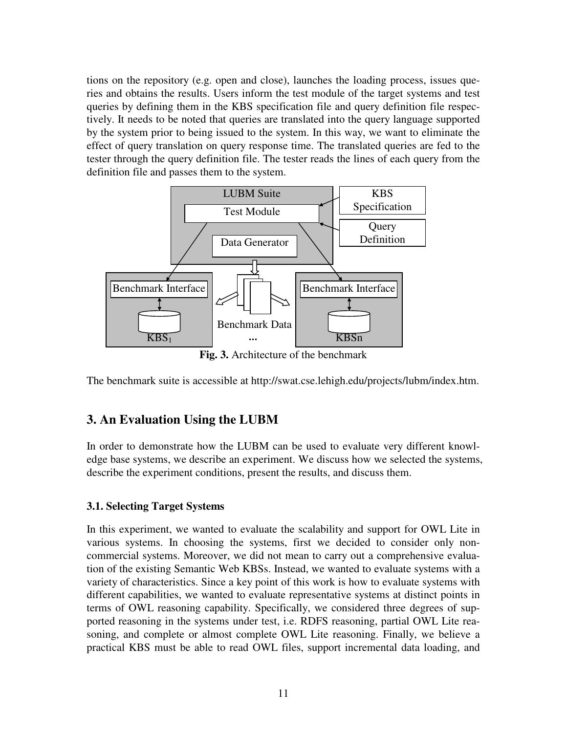tions on the repository (e.g. open and close), launches the loading process, issues queries and obtains the results. Users inform the test module of the target systems and test queries by defining them in the KBS specification file and query definition file respectively. It needs to be noted that queries are translated into the query language supported by the system prior to being issued to the system. In this way, we want to eliminate the effect of query translation on query response time. The translated queries are fed to the tester through the query definition file. The tester reads the lines of each query from the definition file and passes them to the system.

LUBM Suite

Test Module

Data Generator

KBS Specification

Query Definition

Benchmark Interface

$KBS_1$

Benchmark Data

...

Benchmark Interface

KBSn

**Fig. 3.** Architecture of the benchmark

The benchmark suite is accessible at http://swat.cse.lehigh.edu/projects/lubm/index.htm.

## 3. An Evaluation Using the LUBM

In order to demonstrate how the LUBM can be used to evaluate very different knowledge base systems, we describe an experiment. We discuss how we selected the systems, describe the experiment conditions, present the results, and discuss them.

### 3.1. Selecting Target Systems

In this experiment, we wanted to evaluate the scalability and support for OWL Lite in various systems. In choosing the systems, first we decided to consider only non-commercial systems. Moreover, we did not mean to carry out a comprehensive evaluation of the existing Semantic Web KBSs. Instead, we wanted to evaluate systems with a variety of characteristics. Since a key point of this work is how to evaluate systems with different capabilities, we wanted to evaluate representative systems at distinct points in terms of OWL reasoning capability. Specifically, we considered three degrees of supported reasoning in the systems under test, i.e. RDFS reasoning, partial OWL Lite reasoning, and complete or almost complete OWL Lite reasoning. Finally, we believe a practical KBS must be able to read OWL files, support incremental data loading, and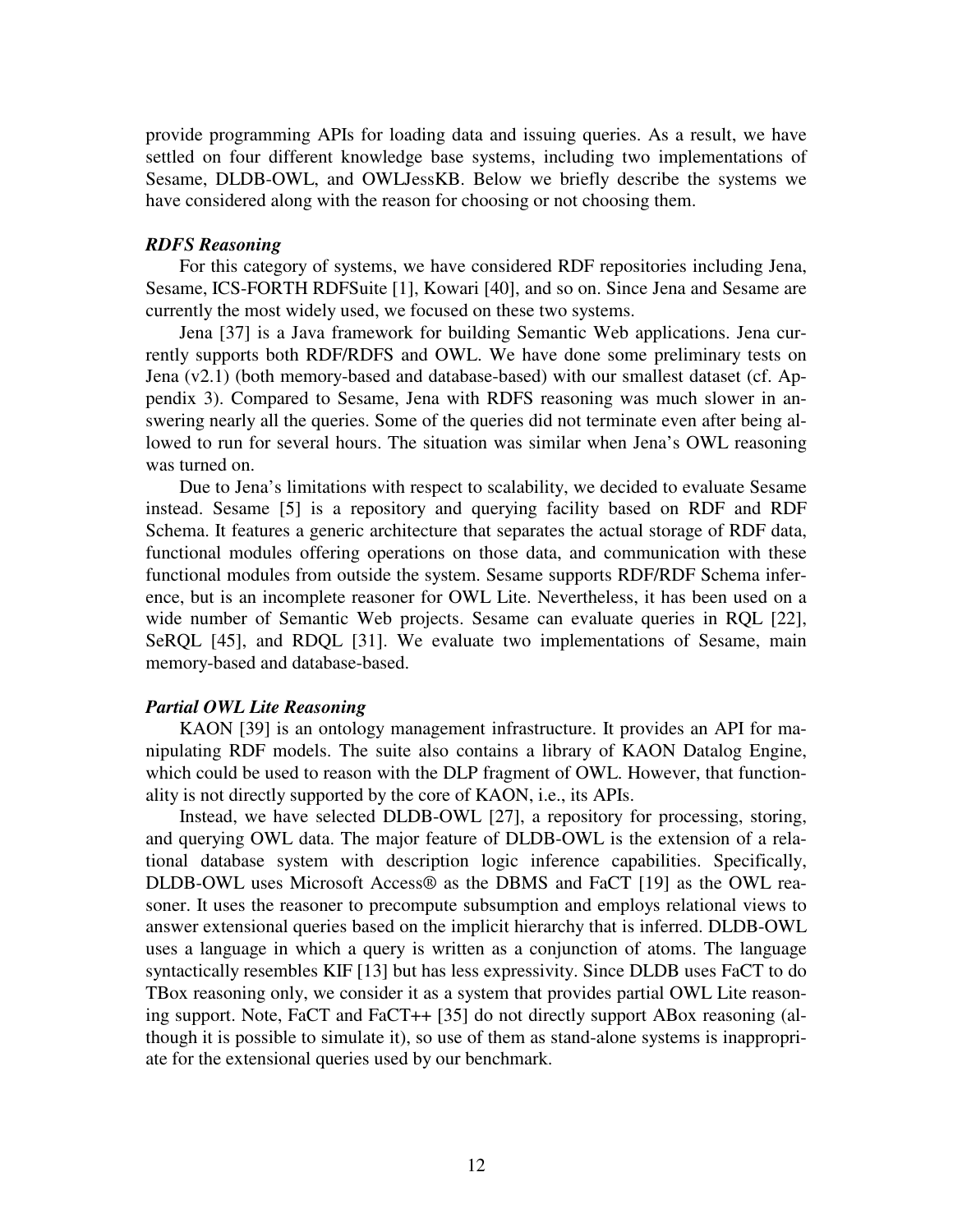provide programming APIs for loading data and issuing queries. As a result, we have settled on four different knowledge base systems, including two implementations of Sesame, DLDB-OWL, and OWLJessKB. Below we briefly describe the systems we have considered along with the reason for choosing or not choosing them.

### *RDFS Reasoning*

For this category of systems, we have considered RDF repositories including Jena, Sesame, ICS-FORTH RDFSuite [1], Kowari [40], and so on. Since Jena and Sesame are currently the most widely used, we focused on these two systems.

Jena [37] is a Java framework for building Semantic Web applications. Jena currently supports both RDF/RDFS and OWL. We have done some preliminary tests on Jena (v2.1) (both memory-based and database-based) with our smallest dataset (cf. Appendix 3). Compared to Sesame, Jena with RDFS reasoning was much slower in answering nearly all the queries. Some of the queries did not terminate even after being allowed to run for several hours. The situation was similar when Jena's OWL reasoning was turned on.

Due to Jena's limitations with respect to scalability, we decided to evaluate Sesame instead. Sesame [5] is a repository and querying facility based on RDF and RDF Schema. It features a generic architecture that separates the actual storage of RDF data, functional modules offering operations on those data, and communication with these functional modules from outside the system. Sesame supports RDF/RDF Schema inference, but is an incomplete reasoner for OWL Lite. Nevertheless, it has been used on a wide number of Semantic Web projects. Sesame can evaluate queries in RQL [22], SeRQL [45], and RDQL [31]. We evaluate two implementations of Sesame, main memory-based and database-based.

### *Partial OWL Lite Reasoning*

KAON [39] is an ontology management infrastructure. It provides an API for manipulating RDF models. The suite also contains a library of KAON Datalog Engine, which could be used to reason with the DLP fragment of OWL. However, that functionality is not directly supported by the core of KAON, i.e., its APIs.

Instead, we have selected DLDB-OWL [27], a repository for processing, storing, and querying OWL data. The major feature of DLDB-OWL is the extension of a relational database system with description logic inference capabilities. Specifically, DLDB-OWL uses Microsoft Access® as the DBMS and FaCT [19] as the OWL reasoner. It uses the reasoner to precompute subsumption and employs relational views to answer extensional queries based on the implicit hierarchy that is inferred. DLDB-OWL uses a language in which a query is written as a conjunction of atoms. The language syntactically resembles KIF [13] but has less expressivity. Since DLDB uses FaCT to do TBox reasoning only, we consider it as a system that provides partial OWL Lite reasoning support. Note, FaCT and FaCT++ [35] do not directly support ABox reasoning (although it is possible to simulate it), so use of them as stand-alone systems is inappropriate for the extensional queries used by our benchmark.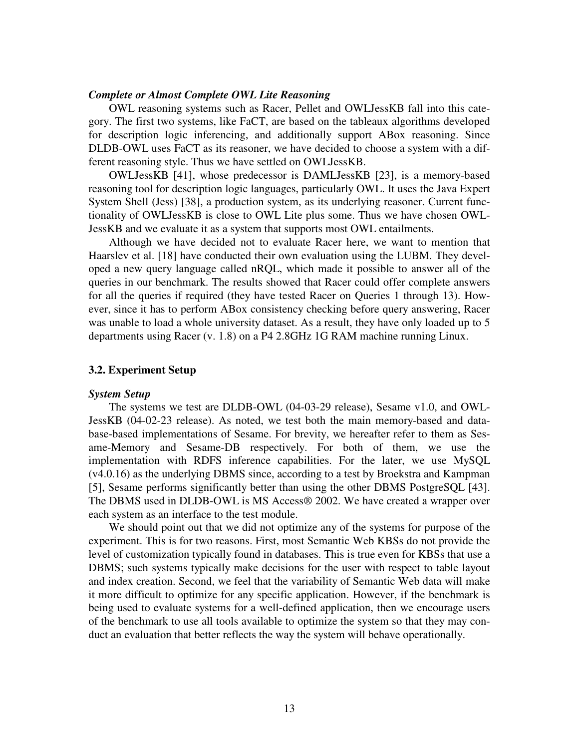***Complete or Almost Complete OWL Lite Reasoning***

OWL reasoning systems such as Racer, Pellet and OWLJessKB fall into this category. The first two systems, like FaCT, are based on the tableaux algorithms developed for description logic inferencing, and additionally support ABox reasoning. Since DLDB-OWL uses FaCT as its reasoner, we have decided to choose a system with a different reasoning style. Thus we have settled on OWLJessKB.

OWLJessKB [41], whose predecessor is DAMLJessKB [23], is a memory-based reasoning tool for description logic languages, particularly OWL. It uses the Java Expert System Shell (Jess) [38], a production system, as its underlying reasoner. Current functionality of OWLJessKB is close to OWL Lite plus some. Thus we have chosen OWLJessKB and we evaluate it as a system that supports most OWL entailments.

Although we have decided not to evaluate Racer here, we want to mention that Haarslev et al. [18] have conducted their own evaluation using the LUBM. They developed a new query language called nRQL, which made it possible to answer all of the queries in our benchmark. The results showed that Racer could offer complete answers for all the queries if required (they have tested Racer on Queries 1 through 13). However, since it has to perform ABox consistency checking before query answering, Racer was unable to load a whole university dataset. As a result, they have only loaded up to 5 departments using Racer (v. 1.8) on a P4 2.8GHz 1G RAM machine running Linux.

### 3.2. Experiment Setup

***System Setup***

The systems we test are DLDB-OWL (04-03-29 release), Sesame v1.0, and OWLJessKB (04-02-23 release). As noted, we test both the main memory-based and database-based implementations of Sesame. For brevity, we hereafter refer to them as Sesame-Memory and Sesame-DB respectively. For both of them, we use the implementation with RDFS inference capabilities. For the later, we use MySQL (v4.0.16) as the underlying DBMS since, according to a test by Broekstra and Kampman [5], Sesame performs significantly better than using the other DBMS PostgreSQL [43]. The DBMS used in DLDB-OWL is MS Access® 2002. We have created a wrapper over each system as an interface to the test module.

We should point out that we did not optimize any of the systems for purpose of the experiment. This is for two reasons. First, most Semantic Web KBSs do not provide the level of customization typically found in databases. This is true even for KBSs that use a DBMS; such systems typically make decisions for the user with respect to table layout and index creation. Second, we feel that the variability of Semantic Web data will make it more difficult to optimize for any specific application. However, if the benchmark is being used to evaluate systems for a well-defined application, then we encourage users of the benchmark to use all tools available to optimize the system so that they may conduct an evaluation that better reflects the way the system will behave operationally.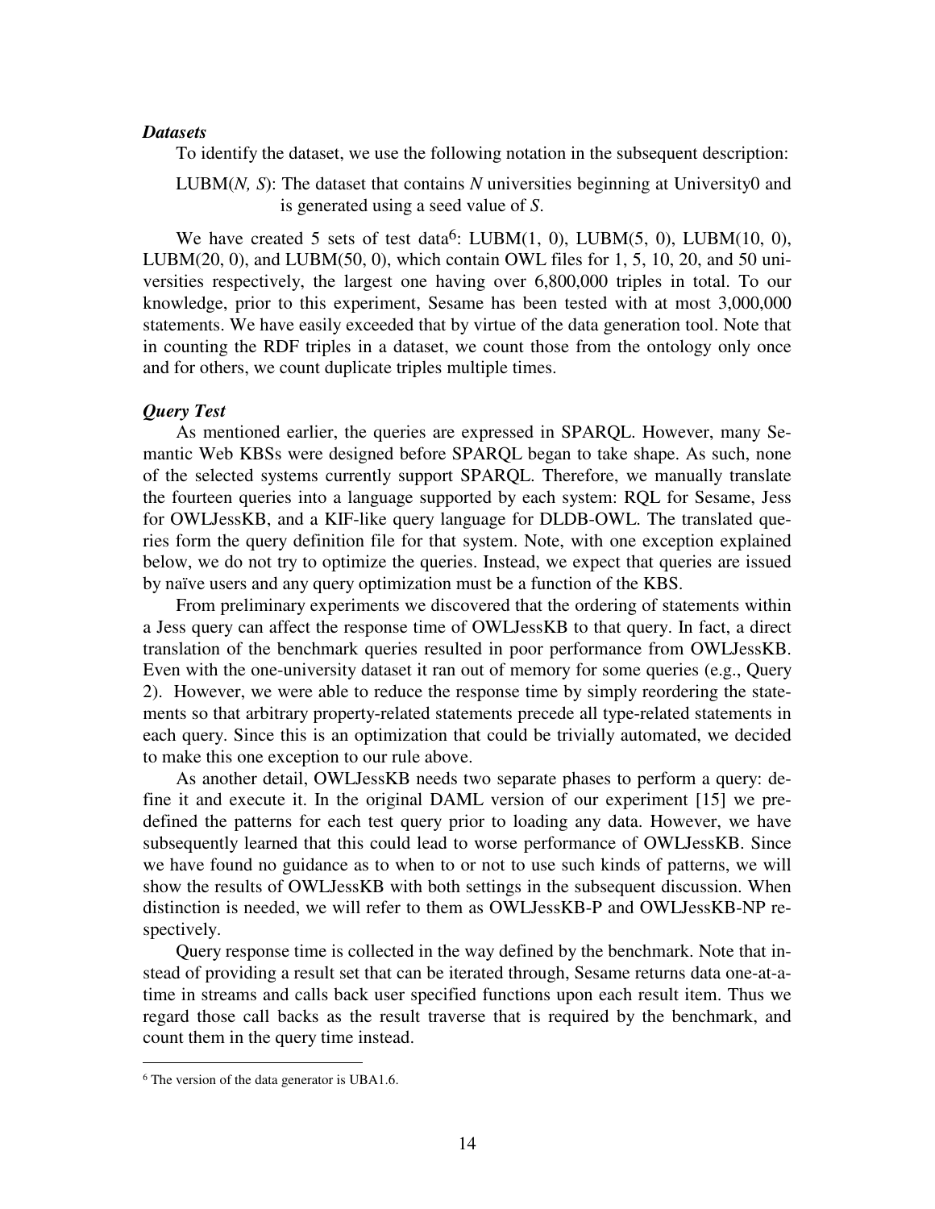***Datasets***

To identify the dataset, we use the following notation in the subsequent description:

LUBM(*N, S*): The dataset that contains *N* universities beginning at University0 and is generated using a seed value of *S*.

We have created 5 sets of test data[6]: LUBM(1, 0), LUBM(5, 0), LUBM(10, 0), LUBM(20, 0), and LUBM(50, 0), which contain OWL files for 1, 5, 10, 20, and 50 universities respectively, the largest one having over 6,800,000 triples in total. To our knowledge, prior to this experiment, Sesame has been tested with at most 3,000,000 statements. We have easily exceeded that by virtue of the data generation tool. Note that in counting the RDF triples in a dataset, we count those from the ontology only once and for others, we count duplicate triples multiple times.

***Query Test***

As mentioned earlier, the queries are expressed in SPARQL. However, many Semantic Web KBSs were designed before SPARQL began to take shape. As such, none of the selected systems currently support SPARQL. Therefore, we manually translate the fourteen queries into a language supported by each system: RQL for Sesame, Jess for OWLJessKB, and a KIF-like query language for DLDB-OWL. The translated queries form the query definition file for that system. Note, with one exception explained below, we do not try to optimize the queries. Instead, we expect that queries are issued by naïve users and any query optimization must be a function of the KBS.

From preliminary experiments we discovered that the ordering of statements within a Jess query can affect the response time of OWLJessKB to that query. In fact, a direct translation of the benchmark queries resulted in poor performance from OWLJessKB. Even with the one-university dataset it ran out of memory for some queries (e.g., Query 2). However, we were able to reduce the response time by simply reordering the statements so that arbitrary property-related statements precede all type-related statements in each query. Since this is an optimization that could be trivially automated, we decided to make this one exception to our rule above.

As another detail, OWLJessKB needs two separate phases to perform a query: define it and execute it. In the original DAML version of our experiment [15] we predefined the patterns for each test query prior to loading any data. However, we have subsequently learned that this could lead to worse performance of OWLJessKB. Since we have found no guidance as to when to or not to use such kinds of patterns, we will show the results of OWLJessKB with both settings in the subsequent discussion. When distinction is needed, we will refer to them as OWLJessKB-P and OWLJessKB-NP respectively.

Query response time is collected in the way defined by the benchmark. Note that instead of providing a result set that can be iterated through, Sesame returns data one-at-a-time in streams and calls back user specified functions upon each result item. Thus we regard those call backs as the result traverse that is required by the benchmark, and count them in the query time instead.

---

[6] The version of the data generator is UBA1.6.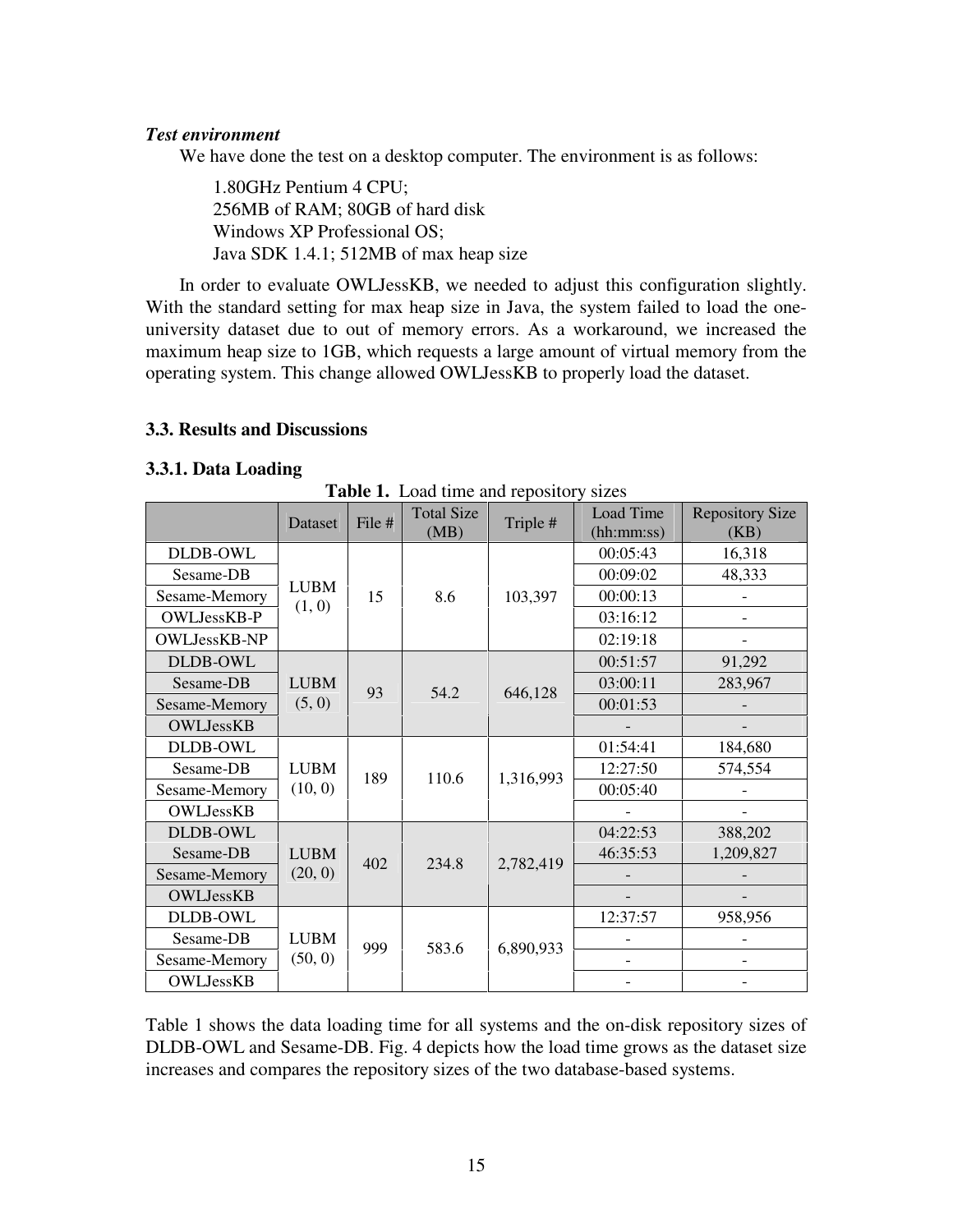***Test environment***

We have done the test on a desktop computer. The environment is as follows:

1.80GHz Pentium 4 CPU;
256MB of RAM; 80GB of hard disk
Windows XP Professional OS;
Java SDK 1.4.1; 512MB of max heap size

In order to evaluate OWLJessKB, we needed to adjust this configuration slightly. With the standard setting for max heap size in Java, the system failed to load the one-university dataset due to out of memory errors. As a workaround, we increased the maximum heap size to 1GB, which requests a large amount of virtual memory from the operating system. This change allowed OWLJessKB to properly load the dataset.

### 3.3. Results and Discussions

#### 3.3.1. Data Loading

**Table 1.** Load time and repository sizes

| | Dataset | File # | Total Size (MB) | Triple # | Load Time (hh:mm:ss) | Repository Size (KB) |
|---|---|---|---|---|---|---|
| DLDB-OWL | LUBM (1, 0) | 15 | 8.6 | 103,397 | 00:05:43 | 16,318 |
| Sesame-DB | | | | | 00:09:02 | 48,333 |
| Sesame-Memory | | | | | 00:00:13 | - |
| OWLJessKB-P | | | | | 03:16:12 | - |
| OWLJessKB-NP | | | | | 02:19:18 | - |
| DLDB-OWL | LUBM (5, 0) | 93 | 54.2 | 646,128 | 00:51:57 | 91,292 |
| Sesame-DB | | | | | 03:00:11 | 283,967 |
| Sesame-Memory | | | | | 00:01:53 | - |
| OWLJessKB | | | | | - | - |
| DLDB-OWL | LUBM (10, 0) | 189 | 110.6 | 1,316,993 | 01:54:41 | 184,680 |
| Sesame-DB | | | | | 12:27:50 | 574,554 |
| Sesame-Memory | | | | | 00:05:40 | - |
| OWLJessKB | | | | | - | - |
| DLDB-OWL | LUBM (20, 0) | 402 | 234.8 | 2,782,419 | 04:22:53 | 388,202 |
| Sesame-DB | | | | | 46:35:53 | 1,209,827 |
| Sesame-Memory | | | | | - | - |
| OWLJessKB | | | | | - | - |
| DLDB-OWL | LUBM (50, 0) | 999 | 583.6 | 6,890,933 | 12:37:57 | 958,956 |
| Sesame-DB | | | | | - | - |
| Sesame-Memory | | | | | - | - |
| OWLJessKB | | | | | - | - |

Table 1 shows the data loading time for all systems and the on-disk repository sizes of DLDB-OWL and Sesame-DB. Fig. 4 depicts how the load time grows as the dataset size increases and compares the repository sizes of the two database-based systems.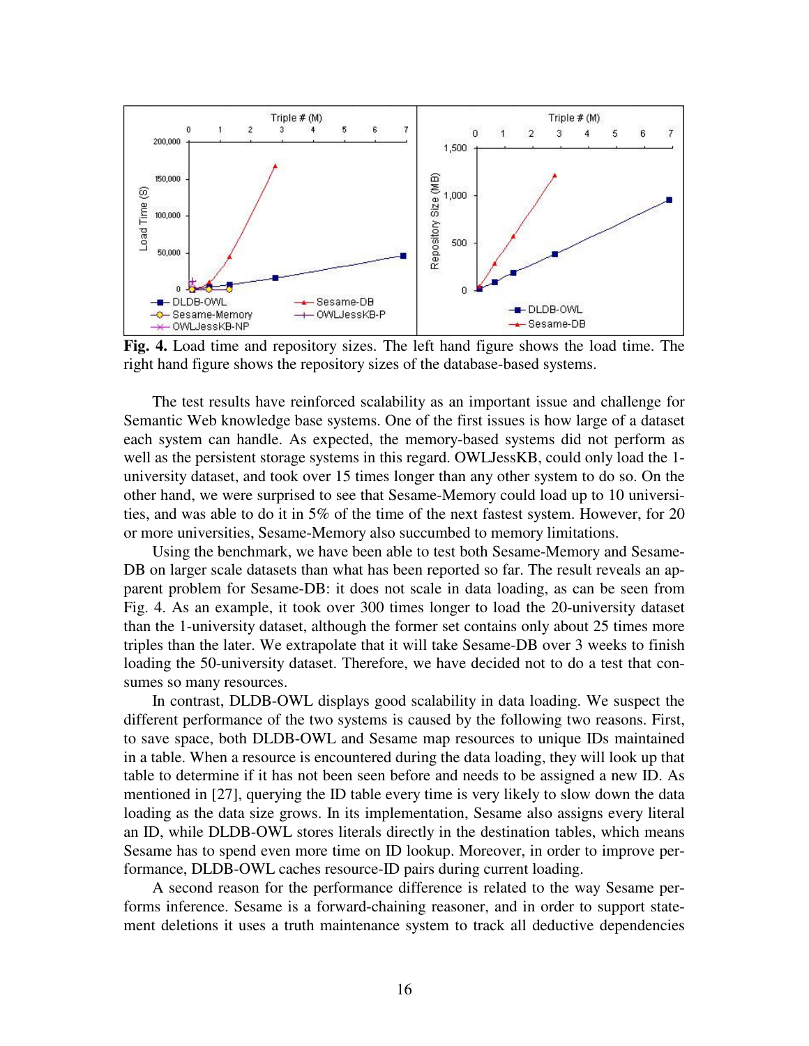**Fig. 4.** Load time and repository sizes. The left hand figure shows the load time. The right hand figure shows the repository sizes of the database-based systems.

The test results have reinforced scalability as an important issue and challenge for Semantic Web knowledge base systems. One of the first issues is how large of a dataset each system can handle. As expected, the memory-based systems did not perform as well as the persistent storage systems in this regard. OWLJessKB, could only load the 1-university dataset, and took over 15 times longer than any other system to do so. On the other hand, we were surprised to see that Sesame-Memory could load up to 10 universities, and was able to do it in 5% of the time of the next fastest system. However, for 20 or more universities, Sesame-Memory also succumbed to memory limitations.

Using the benchmark, we have been able to test both Sesame-Memory and Sesame-DB on larger scale datasets than what has been reported so far. The result reveals an apparent problem for Sesame-DB: it does not scale in data loading, as can be seen from Fig. 4. As an example, it took over 300 times longer to load the 20-university dataset than the 1-university dataset, although the former set contains only about 25 times more triples than the later. We extrapolate that it will take Sesame-DB over 3 weeks to finish loading the 50-university dataset. Therefore, we have decided not to do a test that consumes so many resources.

In contrast, DLDB-OWL displays good scalability in data loading. We suspect the different performance of the two systems is caused by the following two reasons. First, to save space, both DLDB-OWL and Sesame map resources to unique IDs maintained in a table. When a resource is encountered during the data loading, they will look up that table to determine if it has not been seen before and needs to be assigned a new ID. As mentioned in [27], querying the ID table every time is very likely to slow down the data loading as the data size grows. In its implementation, Sesame also assigns every literal an ID, while DLDB-OWL stores literals directly in the destination tables, which means Sesame has to spend even more time on ID lookup. Moreover, in order to improve performance, DLDB-OWL caches resource-ID pairs during current loading.

A second reason for the performance difference is related to the way Sesame performs inference. Sesame is a forward-chaining reasoner, and in order to support statement deletions it uses a truth maintenance system to track all deductive dependencies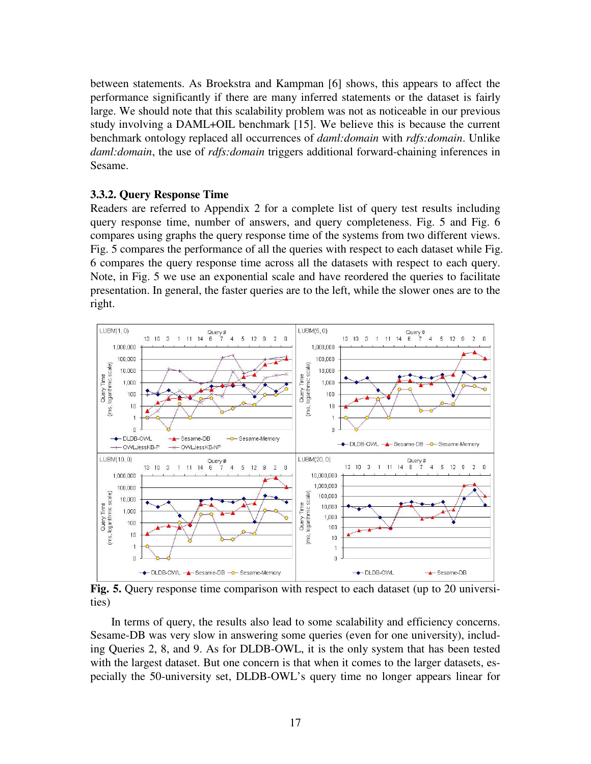between statements. As Broekstra and Kampman [6] shows, this appears to affect the performance significantly if there are many inferred statements or the dataset is fairly large. We should note that this scalability problem was not as noticeable in our previous study involving a DAML+OIL benchmark [15]. We believe this is because the current benchmark ontology replaced all occurrences of *daml:domain* with *rdfs:domain*. Unlike *daml:domain*, the use of *rdfs:domain* triggers additional forward-chaining inferences in Sesame.

### 3.3.2. Query Response Time

Readers are referred to Appendix 2 for a complete list of query test results including query response time, number of answers, and query completeness. Fig. 5 and Fig. 6 compares using graphs the query response time of the systems from two different views. Fig. 5 compares the performance of all the queries with respect to each dataset while Fig. 6 compares the query response time across all the datasets with respect to each query. Note, in Fig. 5 we use an exponential scale and have reordered the queries to facilitate presentation. In general, the faster queries are to the left, while the slower ones are to the right.

**Fig. 5.** Query response time comparison with respect to each dataset (up to 20 universities)

In terms of query, the results also lead to some scalability and efficiency concerns. Sesame-DB was very slow in answering some queries (even for one university), including Queries 2, 8, and 9. As for DLDB-OWL, it is the only system that has been tested with the largest dataset. But one concern is that when it comes to the larger datasets, especially the 50-university set, DLDB-OWL's query time no longer appears linear for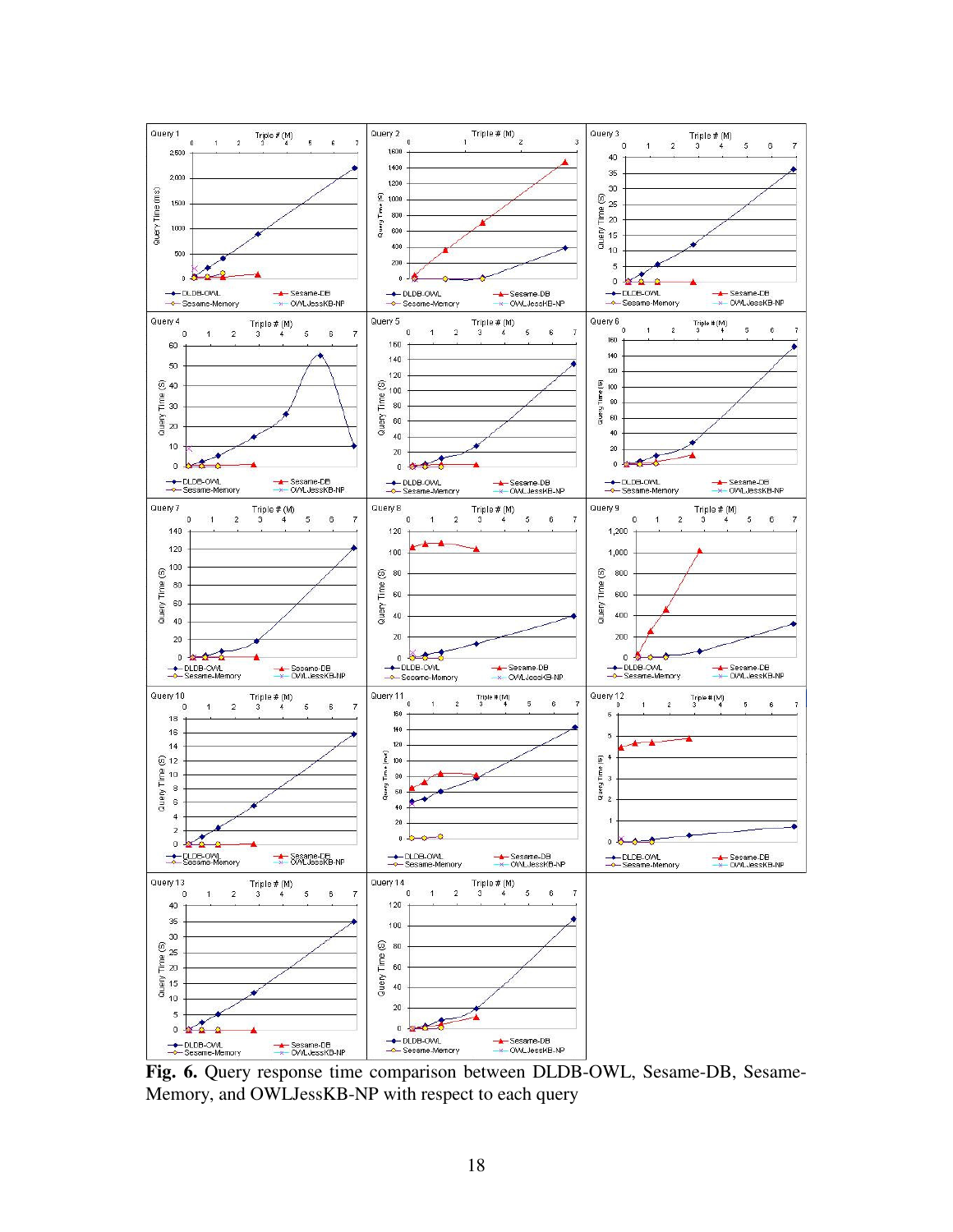Fig. 6. Query response time comparison between DLDB-OWL, Sesame-DB, Sesame-Memory, and OWLJessKB-NP with respect to each query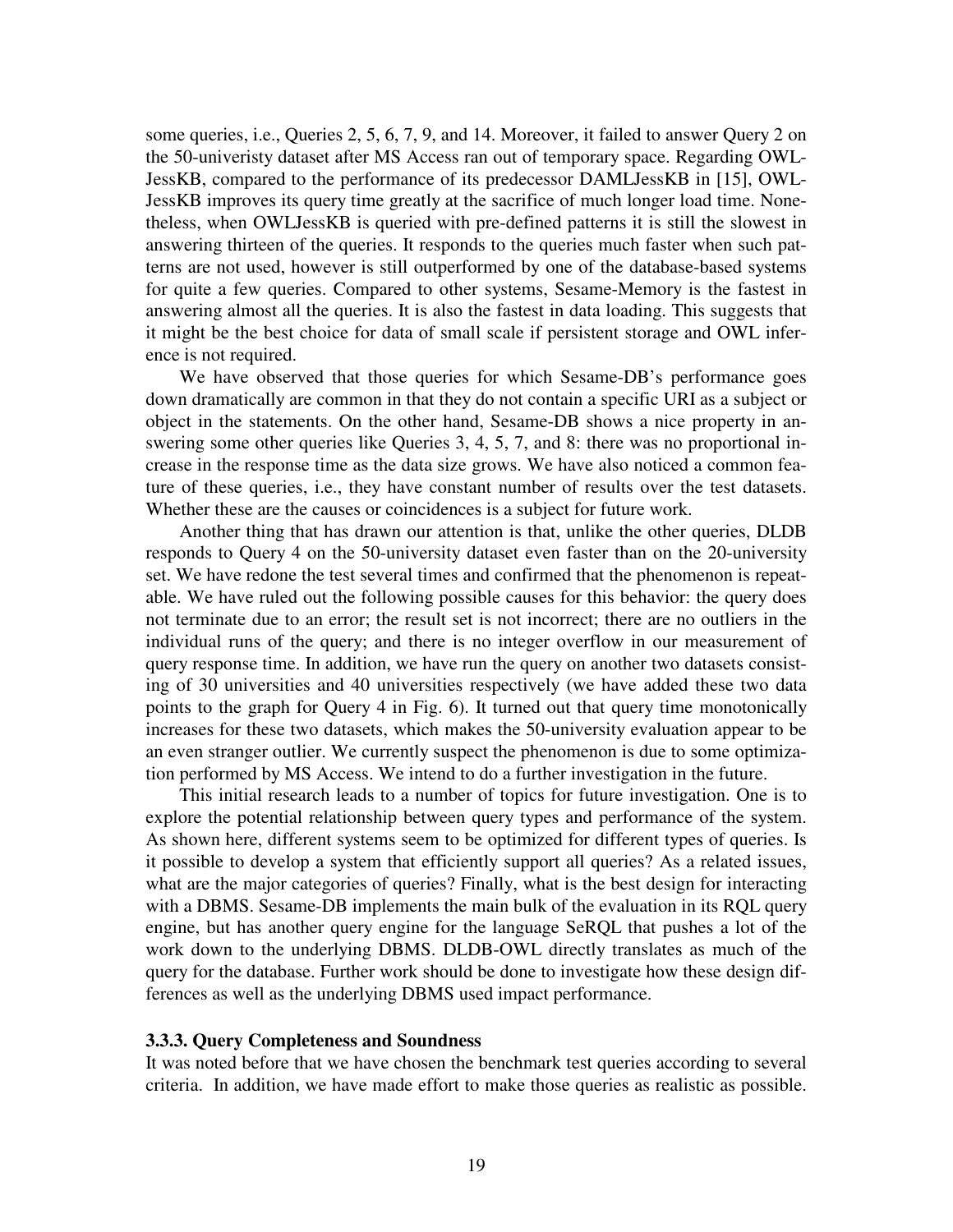some queries, i.e., Queries 2, 5, 6, 7, 9, and 14. Moreover, it failed to answer Query 2 on the 50-univeristy dataset after MS Access ran out of temporary space. Regarding OWL-JessKB, compared to the performance of its predecessor DAMLJessKB in [15], OWL-JessKB improves its query time greatly at the sacrifice of much longer load time. Nonetheless, when OWLJessKB is queried with pre-defined patterns it is still the slowest in answering thirteen of the queries. It responds to the queries much faster when such patterns are not used, however is still outperformed by one of the database-based systems for quite a few queries. Compared to other systems, Sesame-Memory is the fastest in answering almost all the queries. It is also the fastest in data loading. This suggests that it might be the best choice for data of small scale if persistent storage and OWL inference is not required.

We have observed that those queries for which Sesame-DB's performance goes down dramatically are common in that they do not contain a specific URI as a subject or object in the statements. On the other hand, Sesame-DB shows a nice property in answering some other queries like Queries 3, 4, 5, 7, and 8: there was no proportional increase in the response time as the data size grows. We have also noticed a common feature of these queries, i.e., they have constant number of results over the test datasets. Whether these are the causes or coincidences is a subject for future work.

Another thing that has drawn our attention is that, unlike the other queries, DLDB responds to Query 4 on the 50-university dataset even faster than on the 20-university set. We have redone the test several times and confirmed that the phenomenon is repeatable. We have ruled out the following possible causes for this behavior: the query does not terminate due to an error; the result set is not incorrect; there are no outliers in the individual runs of the query; and there is no integer overflow in our measurement of query response time. In addition, we have run the query on another two datasets consisting of 30 universities and 40 universities respectively (we have added these two data points to the graph for Query 4 in Fig. 6). It turned out that query time monotonically increases for these two datasets, which makes the 50-university evaluation appear to be an even stranger outlier. We currently suspect the phenomenon is due to some optimization performed by MS Access. We intend to do a further investigation in the future.

This initial research leads to a number of topics for future investigation. One is to explore the potential relationship between query types and performance of the system. As shown here, different systems seem to be optimized for different types of queries. Is it possible to develop a system that efficiently support all queries? As a related issues, what are the major categories of queries? Finally, what is the best design for interacting with a DBMS. Sesame-DB implements the main bulk of the evaluation in its RQL query engine, but has another query engine for the language SeRQL that pushes a lot of the work down to the underlying DBMS. DLDB-OWL directly translates as much of the query for the database. Further work should be done to investigate how these design differences as well as the underlying DBMS used impact performance.

### 3.3.3. Query Completeness and Soundness

It was noted before that we have chosen the benchmark test queries according to several criteria. In addition, we have made effort to make those queries as realistic as possible.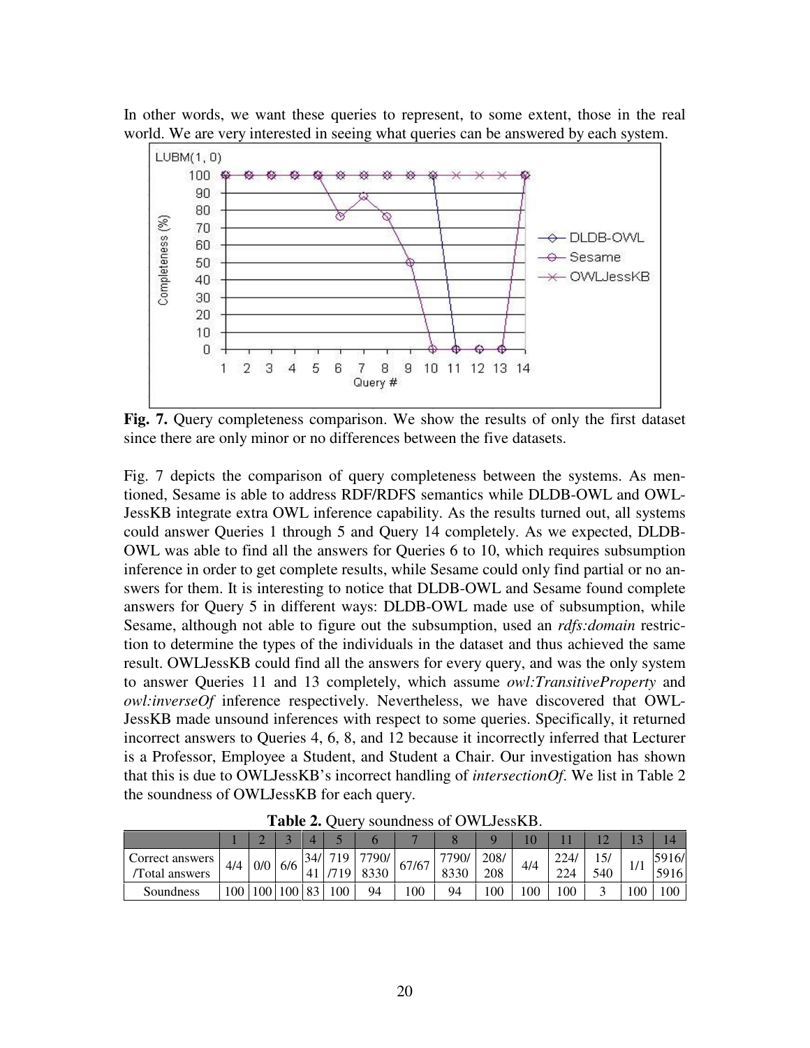In other words, we want these queries to represent, to some extent, those in the real world. We are very interested in seeing what queries can be answered by each system.

**Fig. 7.** Query completeness comparison. We show the results of only the first dataset since there are only minor or no differences between the five datasets.

Fig. 7 depicts the comparison of query completeness between the systems. As mentioned, Sesame is able to address RDF/RDFS semantics while DLDB-OWL and OWL-JessKB integrate extra OWL inference capability. As the results turned out, all systems could answer Queries 1 through 5 and Query 14 completely. As we expected, DLDB-OWL was able to find all the answers for Queries 6 to 10, which requires subsumption inference in order to get complete results, while Sesame could only find partial or no answers for them. It is interesting to notice that DLDB-OWL and Sesame found complete answers for Query 5 in different ways: DLDB-OWL made use of subsumption, while Sesame, although not able to figure out the subsumption, used an *rdfs:domain* restriction to determine the types of the individuals in the dataset and thus achieved the same result. OWLJessKB could find all the answers for every query, and was the only system to answer Queries 11 and 13 completely, which assume *owl:TransitiveProperty* and *owl:inverseOf* inference respectively. Nevertheless, we have discovered that OWL-JessKB made unsound inferences with respect to some queries. Specifically, it returned incorrect answers to Queries 4, 6, 8, and 12 because it incorrectly inferred that Lecturer is a Professor, Employee a Student, and Student a Chair. Our investigation has shown that this is due to OWLJessKB's incorrect handling of *intersectionOf*. We list in Table 2 the soundness of OWLJessKB for each query.

**Table 2.** Query soundness of OWLJessKB.

| | 1 | 2 | 3 | 4 | 5 | 6 | 7 | 8 | 9 | 10 | 11 | 12 | 13 | 14 |
|---|---|---|---|---|---|---|---|---|---|---|---|---|---|---|
| Correct answers /Total answers | 4/4 | 0/0 | 6/6 | 34/41 | 719/719 | 7790/8330 | 67/67 | 7790/8330 | 208/208 | 4/4 | 224/224 | 15/540 | 1/1 | 5916/5916 |
| Soundness | 100 | 100 | 100 | 83 | 100 | 94 | 100 | 94 | 100 | 100 | 100 | 3 | 100 | 100 |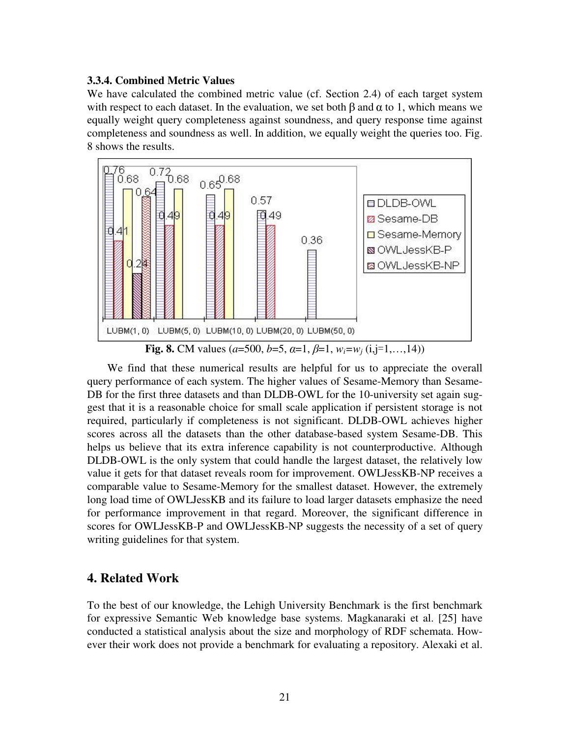#### 3.3.4. Combined Metric Values

We have calculated the combined metric value (cf. Section 2.4) of each target system with respect to each dataset. In the evaluation, we set both β and α to 1, which means we equally weight query completeness against soundness, and query response time against completeness and soundness as well. In addition, we equally weight the queries too. Fig. 8 shows the results.

**Fig. 8.** CM values ($a$=500, $b$=5, $\alpha$=1, $\beta$=1, $w_i$=$w_j$ (i,j=1,…,14))

We find that these numerical results are helpful for us to appreciate the overall query performance of each system. The higher values of Sesame-Memory than Sesame-DB for the first three datasets and than DLDB-OWL for the 10-university set again suggest that it is a reasonable choice for small scale application if persistent storage is not required, particularly if completeness is not significant. DLDB-OWL achieves higher scores across all the datasets than the other database-based system Sesame-DB. This helps us believe that its extra inference capability is not counterproductive. Although DLDB-OWL is the only system that could handle the largest dataset, the relatively low value it gets for that dataset reveals room for improvement. OWLJessKB-NP receives a comparable value to Sesame-Memory for the smallest dataset. However, the extremely long load time of OWLJessKB and its failure to load larger datasets emphasize the need for performance improvement in that regard. Moreover, the significant difference in scores for OWLJessKB-P and OWLJessKB-NP suggests the necessity of a set of query writing guidelines for that system.

## 4. Related Work

To the best of our knowledge, the Lehigh University Benchmark is the first benchmark for expressive Semantic Web knowledge base systems. Magkanaraki et al. [25] have conducted a statistical analysis about the size and morphology of RDF schemata. However their work does not provide a benchmark for evaluating a repository. Alexaki et al.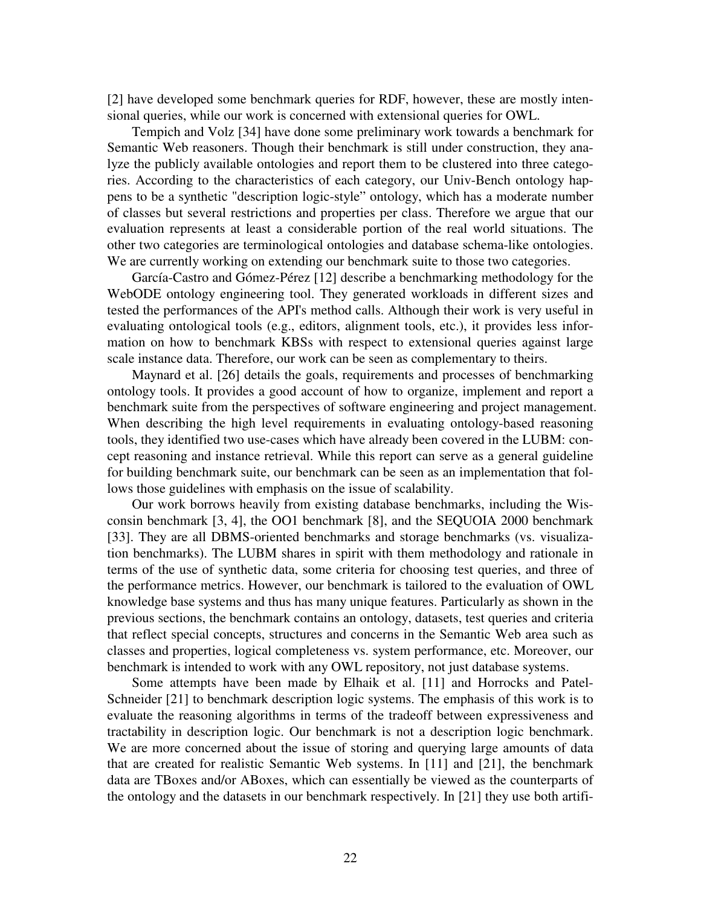[2] have developed some benchmark queries for RDF, however, these are mostly intensional queries, while our work is concerned with extensional queries for OWL.

Tempich and Volz [34] have done some preliminary work towards a benchmark for Semantic Web reasoners. Though their benchmark is still under construction, they analyze the publicly available ontologies and report them to be clustered into three categories. According to the characteristics of each category, our Univ-Bench ontology happens to be a synthetic "description logic-style" ontology, which has a moderate number of classes but several restrictions and properties per class. Therefore we argue that our evaluation represents at least a considerable portion of the real world situations. The other two categories are terminological ontologies and database schema-like ontologies. We are currently working on extending our benchmark suite to those two categories.

García-Castro and Gómez-Pérez [12] describe a benchmarking methodology for the WebODE ontology engineering tool. They generated workloads in different sizes and tested the performances of the API's method calls. Although their work is very useful in evaluating ontological tools (e.g., editors, alignment tools, etc.), it provides less information on how to benchmark KBSs with respect to extensional queries against large scale instance data. Therefore, our work can be seen as complementary to theirs.

Maynard et al. [26] details the goals, requirements and processes of benchmarking ontology tools. It provides a good account of how to organize, implement and report a benchmark suite from the perspectives of software engineering and project management. When describing the high level requirements in evaluating ontology-based reasoning tools, they identified two use-cases which have already been covered in the LUBM: concept reasoning and instance retrieval. While this report can serve as a general guideline for building benchmark suite, our benchmark can be seen as an implementation that follows those guidelines with emphasis on the issue of scalability.

Our work borrows heavily from existing database benchmarks, including the Wisconsin benchmark [3, 4], the OO1 benchmark [8], and the SEQUOIA 2000 benchmark [33]. They are all DBMS-oriented benchmarks and storage benchmarks (vs. visualization benchmarks). The LUBM shares in spirit with them methodology and rationale in terms of the use of synthetic data, some criteria for choosing test queries, and three of the performance metrics. However, our benchmark is tailored to the evaluation of OWL knowledge base systems and thus has many unique features. Particularly as shown in the previous sections, the benchmark contains an ontology, datasets, test queries and criteria that reflect special concepts, structures and concerns in the Semantic Web area such as classes and properties, logical completeness vs. system performance, etc. Moreover, our benchmark is intended to work with any OWL repository, not just database systems.

Some attempts have been made by Elhaik et al. [11] and Horrocks and Patel-Schneider [21] to benchmark description logic systems. The emphasis of this work is to evaluate the reasoning algorithms in terms of the tradeoff between expressiveness and tractability in description logic. Our benchmark is not a description logic benchmark. We are more concerned about the issue of storing and querying large amounts of data that are created for realistic Semantic Web systems. In [11] and [21], the benchmark data are TBoxes and/or ABoxes, which can essentially be viewed as the counterparts of the ontology and the datasets in our benchmark respectively. In [21] they use both artifi-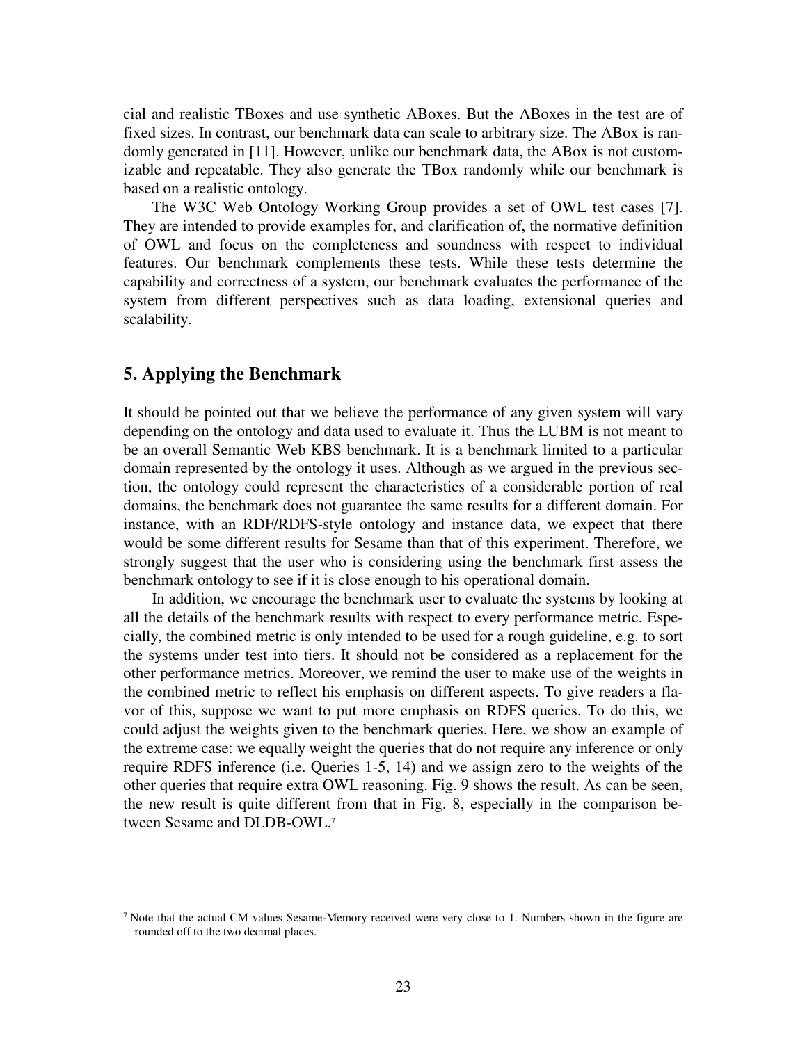cial and realistic TBoxes and use synthetic ABoxes. But the ABoxes in the test are of fixed sizes. In contrast, our benchmark data can scale to arbitrary size. The ABox is randomly generated in [11]. However, unlike our benchmark data, the ABox is not customizable and repeatable. They also generate the TBox randomly while our benchmark is based on a realistic ontology.

The W3C Web Ontology Working Group provides a set of OWL test cases [7]. They are intended to provide examples for, and clarification of, the normative definition of OWL and focus on the completeness and soundness with respect to individual features. Our benchmark complements these tests. While these tests determine the capability and correctness of a system, our benchmark evaluates the performance of the system from different perspectives such as data loading, extensional queries and scalability.

## 5. Applying the Benchmark

It should be pointed out that we believe the performance of any given system will vary depending on the ontology and data used to evaluate it. Thus the LUBM is not meant to be an overall Semantic Web KBS benchmark. It is a benchmark limited to a particular domain represented by the ontology it uses. Although as we argued in the previous section, the ontology could represent the characteristics of a considerable portion of real domains, the benchmark does not guarantee the same results for a different domain. For instance, with an RDF/RDFS-style ontology and instance data, we expect that there would be some different results for Sesame than that of this experiment. Therefore, we strongly suggest that the user who is considering using the benchmark first assess the benchmark ontology to see if it is close enough to his operational domain.

In addition, we encourage the benchmark user to evaluate the systems by looking at all the details of the benchmark results with respect to every performance metric. Especially, the combined metric is only intended to be used for a rough guideline, e.g. to sort the systems under test into tiers. It should not be considered as a replacement for the other performance metrics. Moreover, we remind the user to make use of the weights in the combined metric to reflect his emphasis on different aspects. To give readers a flavor of this, suppose we want to put more emphasis on RDFS queries. To do this, we could adjust the weights given to the benchmark queries. Here, we show an example of the extreme case: we equally weight the queries that do not require any inference or only require RDFS inference (i.e. Queries 1-5, 14) and we assign zero to the weights of the other queries that require extra OWL reasoning. Fig. 9 shows the result. As can be seen, the new result is quite different from that in Fig. 8, especially in the comparison between Sesame and DLDB-OWL.[7]

---

[7] Note that the actual CM values Sesame-Memory received were very close to 1. Numbers shown in the figure are rounded off to the two decimal places.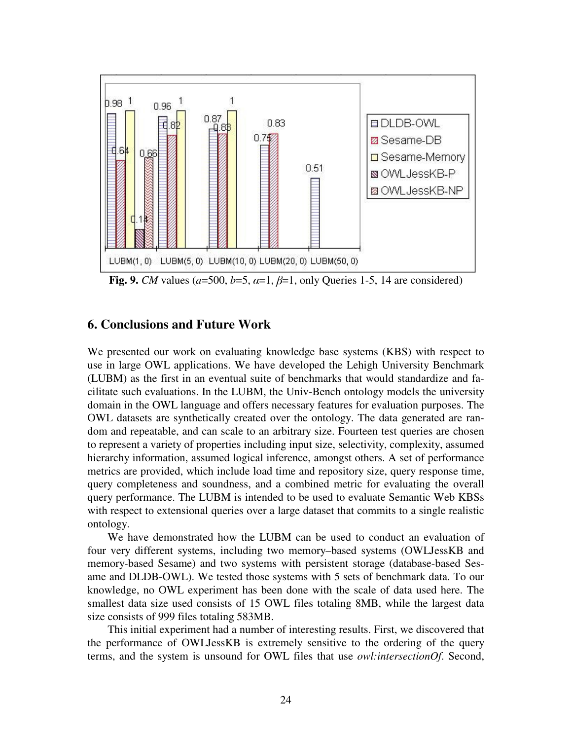**Fig. 9.** *CM* values ($a$=500, $b$=5, $\alpha$=1, $\beta$=1, only Queries 1-5, 14 are considered)

## 6. Conclusions and Future Work

We presented our work on evaluating knowledge base systems (KBS) with respect to use in large OWL applications. We have developed the Lehigh University Benchmark (LUBM) as the first in an eventual suite of benchmarks that would standardize and facilitate such evaluations. In the LUBM, the Univ-Bench ontology models the university domain in the OWL language and offers necessary features for evaluation purposes. The OWL datasets are synthetically created over the ontology. The data generated are random and repeatable, and can scale to an arbitrary size. Fourteen test queries are chosen to represent a variety of properties including input size, selectivity, complexity, assumed hierarchy information, assumed logical inference, amongst others. A set of performance metrics are provided, which include load time and repository size, query response time, query completeness and soundness, and a combined metric for evaluating the overall query performance. The LUBM is intended to be used to evaluate Semantic Web KBSs with respect to extensional queries over a large dataset that commits to a single realistic ontology.

We have demonstrated how the LUBM can be used to conduct an evaluation of four very different systems, including two memory–based systems (OWLJessKB and memory-based Sesame) and two systems with persistent storage (database-based Sesame and DLDB-OWL). We tested those systems with 5 sets of benchmark data. To our knowledge, no OWL experiment has been done with the scale of data used here. The smallest data size used consists of 15 OWL files totaling 8MB, while the largest data size consists of 999 files totaling 583MB.

This initial experiment had a number of interesting results. First, we discovered that the performance of OWLJessKB is extremely sensitive to the ordering of the query terms, and the system is unsound for OWL files that use *owl:intersectionOf*. Second,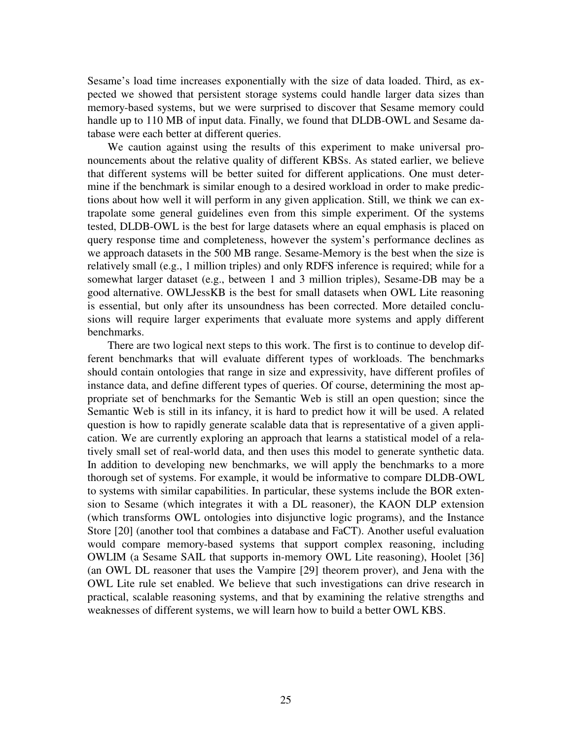Sesame's load time increases exponentially with the size of data loaded. Third, as expected we showed that persistent storage systems could handle larger data sizes than memory-based systems, but we were surprised to discover that Sesame memory could handle up to 110 MB of input data. Finally, we found that DLDB-OWL and Sesame database were each better at different queries.

We caution against using the results of this experiment to make universal pronouncements about the relative quality of different KBSs. As stated earlier, we believe that different systems will be better suited for different applications. One must determine if the benchmark is similar enough to a desired workload in order to make predictions about how well it will perform in any given application. Still, we think we can extrapolate some general guidelines even from this simple experiment. Of the systems tested, DLDB-OWL is the best for large datasets where an equal emphasis is placed on query response time and completeness, however the system's performance declines as we approach datasets in the 500 MB range. Sesame-Memory is the best when the size is relatively small (e.g., 1 million triples) and only RDFS inference is required; while for a somewhat larger dataset (e.g., between 1 and 3 million triples), Sesame-DB may be a good alternative. OWLJessKB is the best for small datasets when OWL Lite reasoning is essential, but only after its unsoundness has been corrected. More detailed conclusions will require larger experiments that evaluate more systems and apply different benchmarks.

There are two logical next steps to this work. The first is to continue to develop different benchmarks that will evaluate different types of workloads. The benchmarks should contain ontologies that range in size and expressivity, have different profiles of instance data, and define different types of queries. Of course, determining the most appropriate set of benchmarks for the Semantic Web is still an open question; since the Semantic Web is still in its infancy, it is hard to predict how it will be used. A related question is how to rapidly generate scalable data that is representative of a given application. We are currently exploring an approach that learns a statistical model of a relatively small set of real-world data, and then uses this model to generate synthetic data. In addition to developing new benchmarks, we will apply the benchmarks to a more thorough set of systems. For example, it would be informative to compare DLDB-OWL to systems with similar capabilities. In particular, these systems include the BOR extension to Sesame (which integrates it with a DL reasoner), the KAON DLP extension (which transforms OWL ontologies into disjunctive logic programs), and the Instance Store [20] (another tool that combines a database and FaCT). Another useful evaluation would compare memory-based systems that support complex reasoning, including OWLIM (a Sesame SAIL that supports in-memory OWL Lite reasoning), Hoolet [36] (an OWL DL reasoner that uses the Vampire [29] theorem prover), and Jena with the OWL Lite rule set enabled. We believe that such investigations can drive research in practical, scalable reasoning systems, and that by examining the relative strengths and weaknesses of different systems, we will learn how to build a better OWL KBS.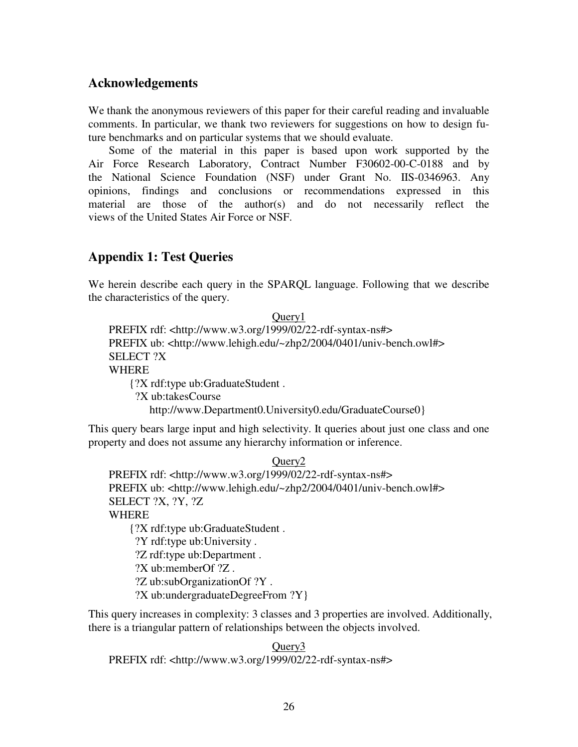## Acknowledgements

We thank the anonymous reviewers of this paper for their careful reading and invaluable comments. In particular, we thank two reviewers for suggestions on how to design future benchmarks and on particular systems that we should evaluate.

Some of the material in this paper is based upon work supported by the Air Force Research Laboratory, Contract Number F30602-00-C-0188 and by the National Science Foundation (NSF) under Grant No. IIS-0346963. Any opinions, findings and conclusions or recommendations expressed in this material are those of the author(s) and do not necessarily reflect the views of the United States Air Force or NSF.

## Appendix 1: Test Queries

We herein describe each query in the SPARQL language. Following that we describe the characteristics of the query.

Query1

```
PREFIX rdf: <http://www.w3.org/1999/02/22-rdf-syntax-ns#>
PREFIX ub: <http://www.lehigh.edu/~zhp2/2004/0401/univ-bench.owl#>
SELECT ?X
WHERE
    {?X rdf:type ub:GraduateStudent .
     ?X ub:takesCourse
        http://www.Department0.University0.edu/GraduateCourse0}
```

This query bears large input and high selectivity. It queries about just one class and one property and does not assume any hierarchy information or inference.

Query2

```
PREFIX rdf: <http://www.w3.org/1999/02/22-rdf-syntax-ns#>
PREFIX ub: <http://www.lehigh.edu/~zhp2/2004/0401/univ-bench.owl#>
SELECT ?X, ?Y, ?Z
WHERE
    {?X rdf:type ub:GraduateStudent .
     ?Y rdf:type ub:University .
     ?Z rdf:type ub:Department .
     ?X ub:memberOf ?Z .
     ?Z ub:subOrganizationOf ?Y .
     ?X ub:undergraduateDegreeFrom ?Y}
```

This query increases in complexity: 3 classes and 3 properties are involved. Additionally, there is a triangular pattern of relationships between the objects involved.

Query3

```
PREFIX rdf: <http://www.w3.org/1999/02/22-rdf-syntax-ns#>
```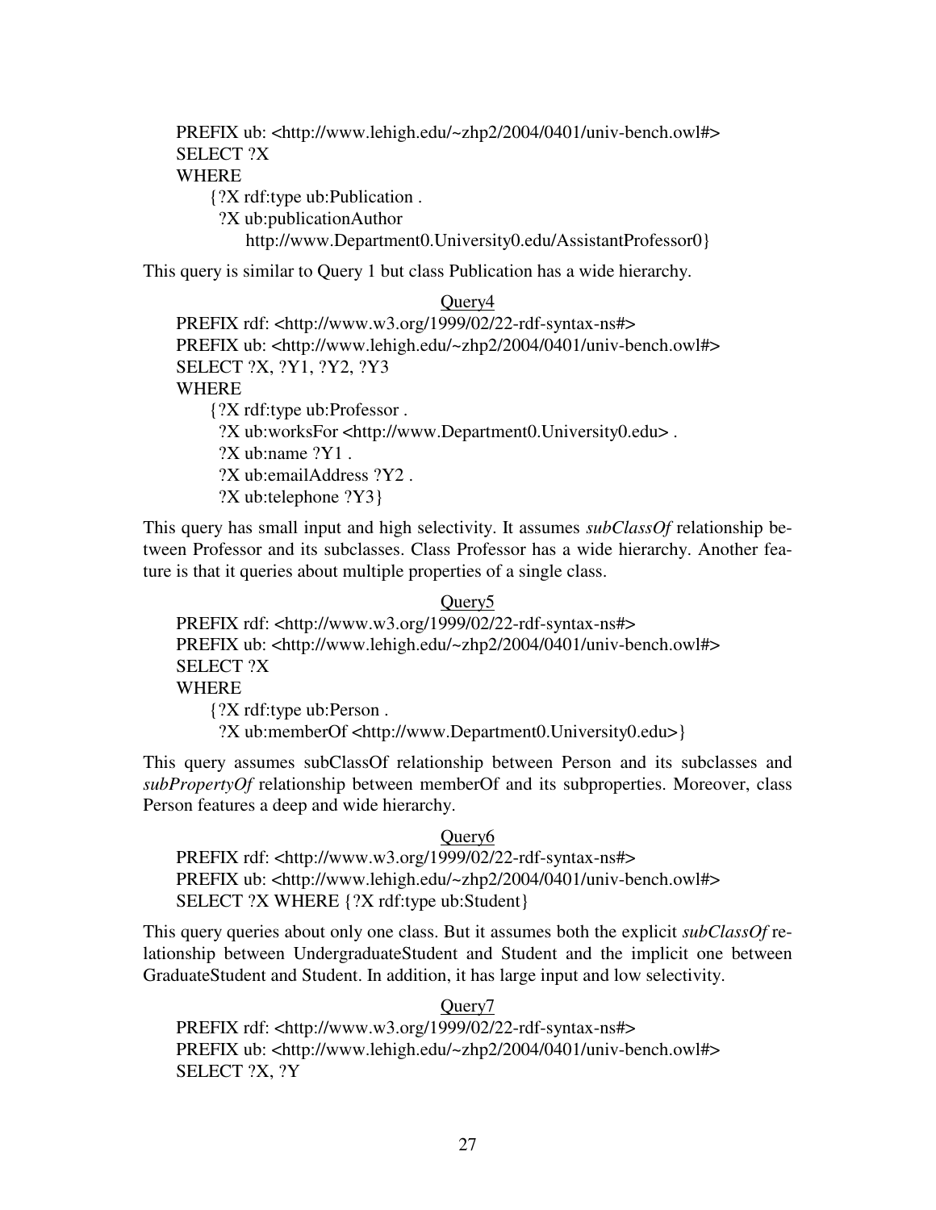```
PREFIX ub: <http://www.lehigh.edu/~zhp2/2004/0401/univ-bench.owl#>
SELECT ?X
WHERE
    {?X rdf:type ub:Publication .
     ?X ub:publicationAuthor
         http://www.Department0.University0.edu/AssistantProfessor0}
```

This query is similar to Query 1 but class Publication has a wide hierarchy.

Query4

```
PREFIX rdf: <http://www.w3.org/1999/02/22-rdf-syntax-ns#>
PREFIX ub: <http://www.lehigh.edu/~zhp2/2004/0401/univ-bench.owl#>
SELECT ?X, ?Y1, ?Y2, ?Y3
WHERE
    {?X rdf:type ub:Professor .
     ?X ub:worksFor <http://www.Department0.University0.edu> .
     ?X ub:name ?Y1 .
     ?X ub:emailAddress ?Y2 .
     ?X ub:telephone ?Y3}
```

This query has small input and high selectivity. It assumes *subClassOf* relationship between Professor and its subclasses. Class Professor has a wide hierarchy. Another feature is that it queries about multiple properties of a single class.

Query5

```
PREFIX rdf: <http://www.w3.org/1999/02/22-rdf-syntax-ns#>
PREFIX ub: <http://www.lehigh.edu/~zhp2/2004/0401/univ-bench.owl#>
SELECT ?X
WHERE
    {?X rdf:type ub:Person .
     ?X ub:memberOf <http://www.Department0.University0.edu>}
```

This query assumes subClassOf relationship between Person and its subclasses and *subPropertyOf* relationship between memberOf and its subproperties. Moreover, class Person features a deep and wide hierarchy.

Query6

```
PREFIX rdf: <http://www.w3.org/1999/02/22-rdf-syntax-ns#>
PREFIX ub: <http://www.lehigh.edu/~zhp2/2004/0401/univ-bench.owl#>
SELECT ?X WHERE {?X rdf:type ub:Student}
```

This query queries about only one class. But it assumes both the explicit *subClassOf* relationship between UndergraduateStudent and Student and the implicit one between GraduateStudent and Student. In addition, it has large input and low selectivity.

Query7

```
PREFIX rdf: <http://www.w3.org/1999/02/22-rdf-syntax-ns#>
PREFIX ub: <http://www.lehigh.edu/~zhp2/2004/0401/univ-bench.owl#>
SELECT ?X, ?Y
```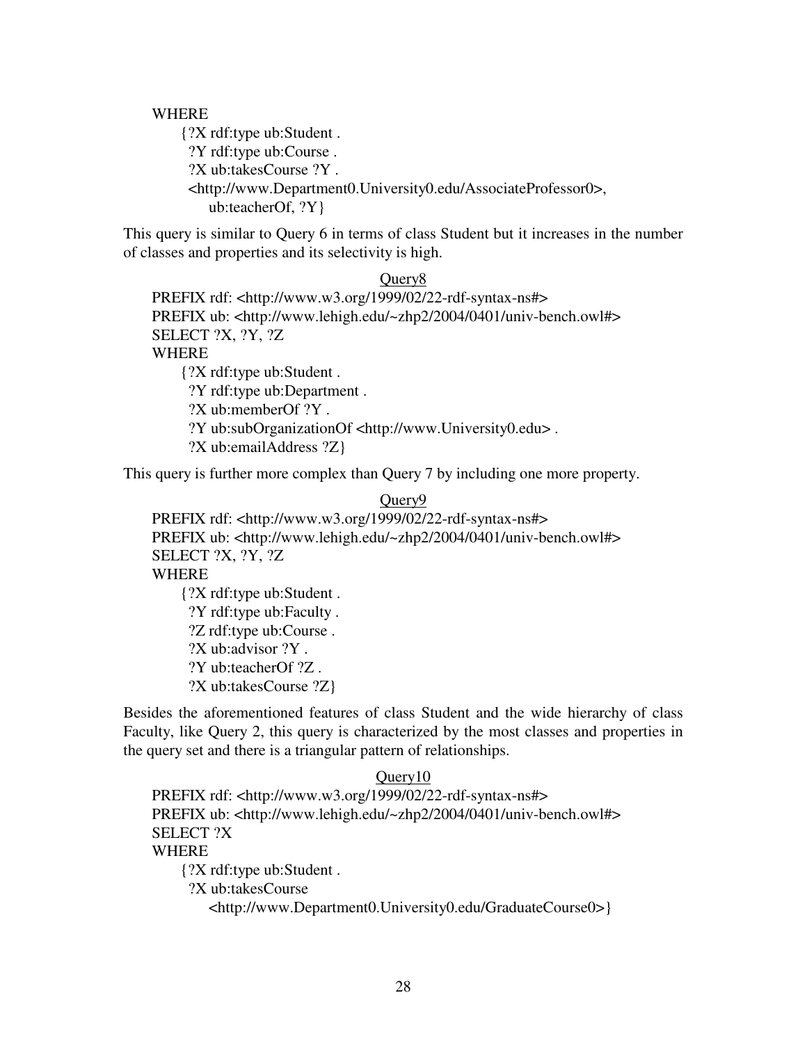```
WHERE
    {?X rdf:type ub:Student .
     ?Y rdf:type ub:Course .
     ?X ub:takesCourse ?Y .
     <http://www.Department0.University0.edu/AssociateProfessor0>,
        ub:teacherOf, ?Y}
```

This query is similar to Query 6 in terms of class Student but it increases in the number of classes and properties and its selectivity is high.

<u>Query8</u>

```
PREFIX rdf: <http://www.w3.org/1999/02/22-rdf-syntax-ns#>
PREFIX ub: <http://www.lehigh.edu/~zhp2/2004/0401/univ-bench.owl#>
SELECT ?X, ?Y, ?Z
WHERE
    {?X rdf:type ub:Student .
     ?Y rdf:type ub:Department .
     ?X ub:memberOf ?Y .
     ?Y ub:subOrganizationOf <http://www.University0.edu> .
     ?X ub:emailAddress ?Z}
```

This query is further more complex than Query 7 by including one more property.

<u>Query9</u>

```
PREFIX rdf: <http://www.w3.org/1999/02/22-rdf-syntax-ns#>
PREFIX ub: <http://www.lehigh.edu/~zhp2/2004/0401/univ-bench.owl#>
SELECT ?X, ?Y, ?Z
WHERE
    {?X rdf:type ub:Student .
     ?Y rdf:type ub:Faculty .
     ?Z rdf:type ub:Course .
     ?X ub:advisor ?Y .
     ?Y ub:teacherOf ?Z .
     ?X ub:takesCourse ?Z}
```

Besides the aforementioned features of class Student and the wide hierarchy of class Faculty, like Query 2, this query is characterized by the most classes and properties in the query set and there is a triangular pattern of relationships.

<u>Query10</u>

```
PREFIX rdf: <http://www.w3.org/1999/02/22-rdf-syntax-ns#>
PREFIX ub: <http://www.lehigh.edu/~zhp2/2004/0401/univ-bench.owl#>
SELECT ?X
WHERE
    {?X rdf:type ub:Student .
     ?X ub:takesCourse
        <http://www.Department0.University0.edu/GraduateCourse0>}
```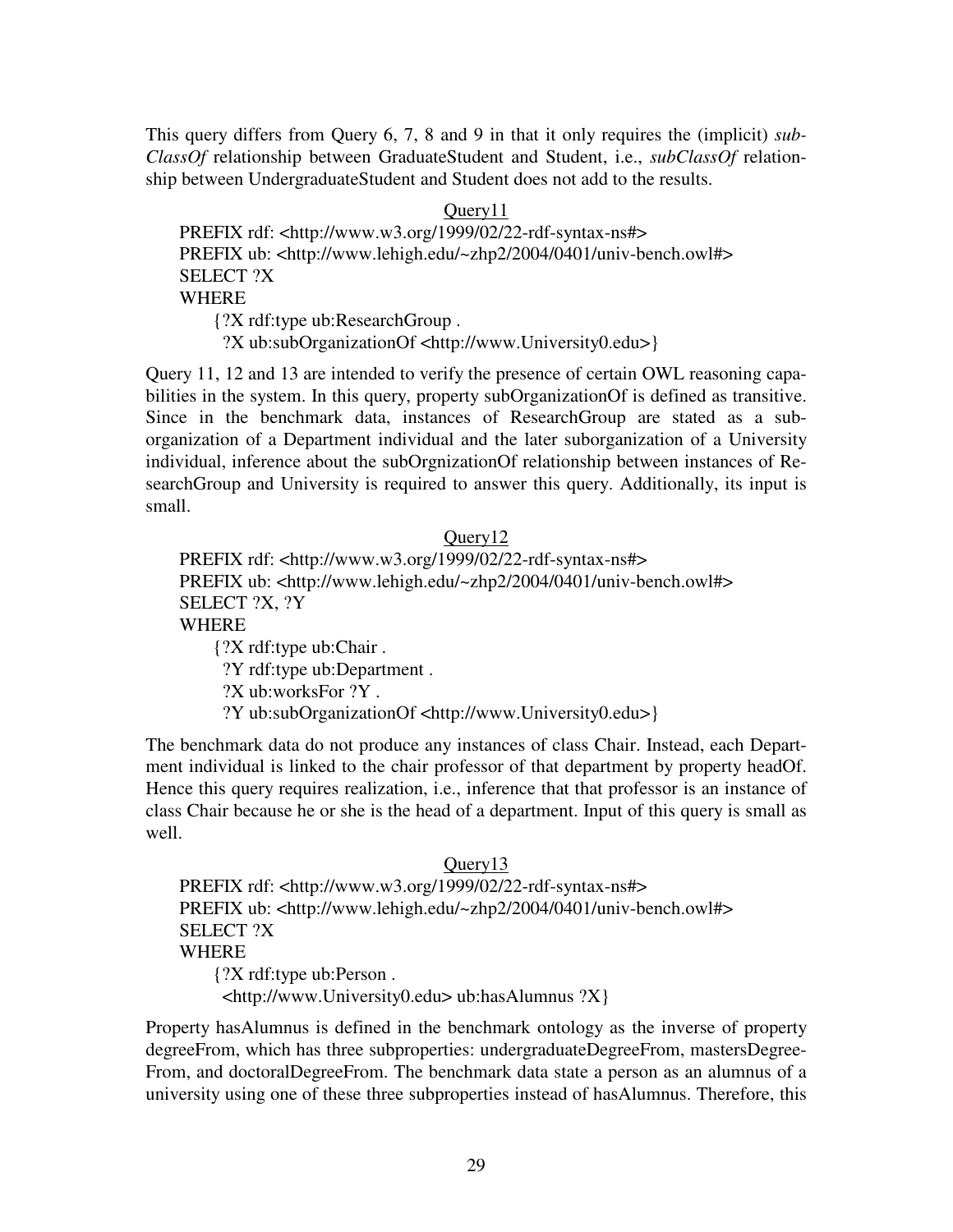This query differs from Query 6, 7, 8 and 9 in that it only requires the (implicit) *subClassOf* relationship between GraduateStudent and Student, i.e., *subClassOf* relationship between UndergraduateStudent and Student does not add to the results.

Query11

```
PREFIX rdf: <http://www.w3.org/1999/02/22-rdf-syntax-ns#>
PREFIX ub: <http://www.lehigh.edu/~zhp2/2004/0401/univ-bench.owl#>
SELECT ?X
WHERE
    {?X rdf:type ub:ResearchGroup .
     ?X ub:subOrganizationOf <http://www.University0.edu>}
```

Query 11, 12 and 13 are intended to verify the presence of certain OWL reasoning capabilities in the system. In this query, property subOrganizationOf is defined as transitive. Since in the benchmark data, instances of ResearchGroup are stated as a suborganization of a Department individual and the later suborganization of a University individual, inference about the subOrgnizationOf relationship between instances of ResearchGroup and University is required to answer this query. Additionally, its input is small.

Query12

```
PREFIX rdf: <http://www.w3.org/1999/02/22-rdf-syntax-ns#>
PREFIX ub: <http://www.lehigh.edu/~zhp2/2004/0401/univ-bench.owl#>
SELECT ?X, ?Y
WHERE
    {?X rdf:type ub:Chair .
     ?Y rdf:type ub:Department .
     ?X ub:worksFor ?Y .
     ?Y ub:subOrganizationOf <http://www.University0.edu>}
```

The benchmark data do not produce any instances of class Chair. Instead, each Department individual is linked to the chair professor of that department by property headOf. Hence this query requires realization, i.e., inference that that professor is an instance of class Chair because he or she is the head of a department. Input of this query is small as well.

Query13

```
PREFIX rdf: <http://www.w3.org/1999/02/22-rdf-syntax-ns#>
PREFIX ub: <http://www.lehigh.edu/~zhp2/2004/0401/univ-bench.owl#>
SELECT ?X
WHERE
    {?X rdf:type ub:Person .
     <http://www.University0.edu> ub:hasAlumnus ?X}
```

Property hasAlumnus is defined in the benchmark ontology as the inverse of property degreeFrom, which has three subproperties: undergraduateDegreeFrom, mastersDegreeFrom, and doctoralDegreeFrom. The benchmark data state a person as an alumnus of a university using one of these three subproperties instead of hasAlumnus. Therefore, this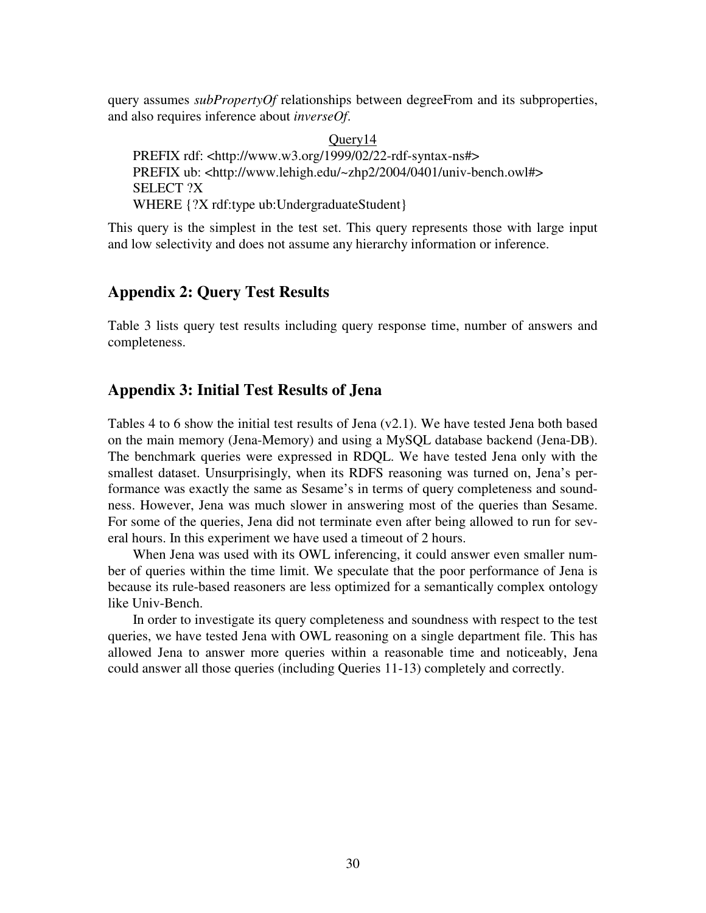query assumes *subPropertyOf* relationships between degreeFrom and its subproperties, and also requires inference about *inverseOf*.

Query14

```
PREFIX rdf: <http://www.w3.org/1999/02/22-rdf-syntax-ns#>
PREFIX ub: <http://www.lehigh.edu/~zhp2/2004/0401/univ-bench.owl#>
SELECT ?X
WHERE {?X rdf:type ub:UndergraduateStudent}
```

This query is the simplest in the test set. This query represents those with large input and low selectivity and does not assume any hierarchy information or inference.

## Appendix 2: Query Test Results

Table 3 lists query test results including query response time, number of answers and completeness.

## Appendix 3: Initial Test Results of Jena

Tables 4 to 6 show the initial test results of Jena (v2.1). We have tested Jena both based on the main memory (Jena-Memory) and using a MySQL database backend (Jena-DB). The benchmark queries were expressed in RDQL. We have tested Jena only with the smallest dataset. Unsurprisingly, when its RDFS reasoning was turned on, Jena's performance was exactly the same as Sesame's in terms of query completeness and soundness. However, Jena was much slower in answering most of the queries than Sesame. For some of the queries, Jena did not terminate even after being allowed to run for several hours. In this experiment we have used a timeout of 2 hours.

When Jena was used with its OWL inferencing, it could answer even smaller number of queries within the time limit. We speculate that the poor performance of Jena is because its rule-based reasoners are less optimized for a semantically complex ontology like Univ-Bench.

In order to investigate its query completeness and soundness with respect to the test queries, we have tested Jena with OWL reasoning on a single department file. This has allowed Jena to answer more queries within a reasonable time and noticeably, Jena could answer all those queries (including Queries 11-13) completely and correctly.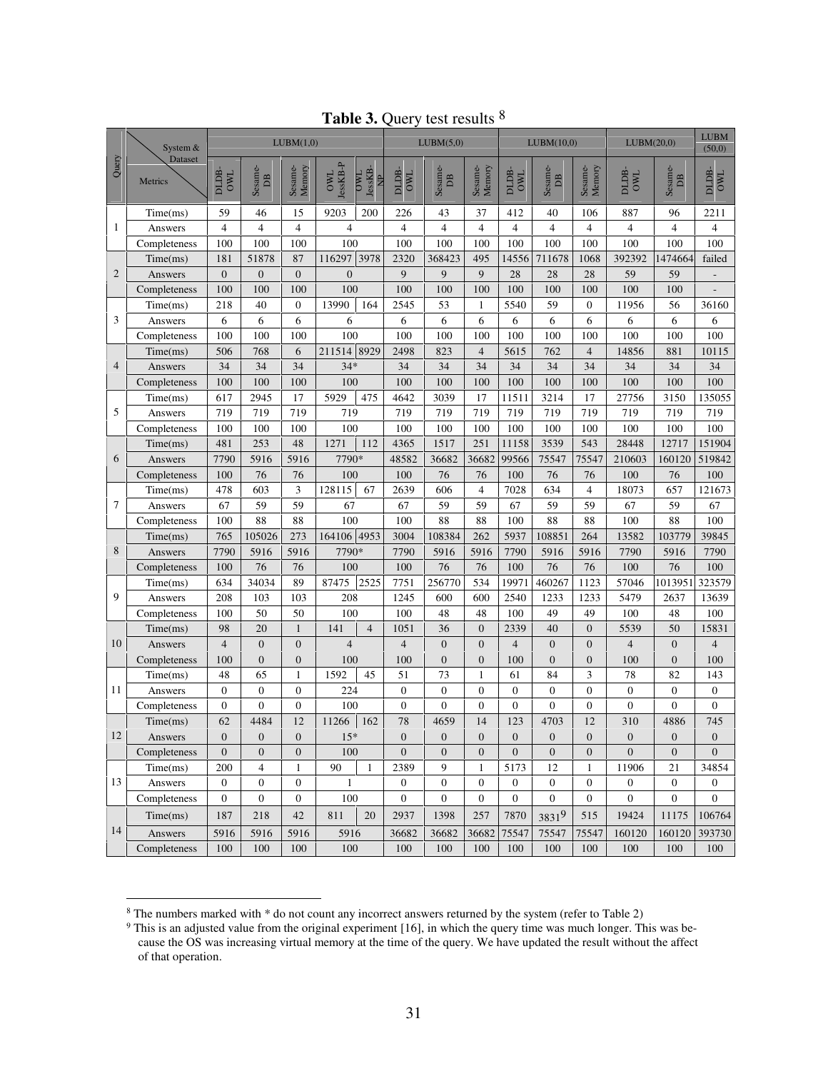**Table 3.** Query test results [8]

| Query | System & Dataset / Metrics | LUBM(1,0) DLDB-OWL | LUBM(1,0) Sesame-DB | LUBM(1,0) Sesame-Memory | LUBM(1,0) OWL JessKB-P | LUBM(1,0) OWL JessKB-NP | LUBM(5,0) DLDB-OWL | LUBM(5,0) Sesame-DB | LUBM(5,0) Sesame-Memory | LUBM(10,0) DLDB-OWL | LUBM(10,0) Sesame-DB | LUBM(10,0) Sesame-Memory | LUBM(20,0) DLDB-OWL | LUBM(20,0) Sesame-DB | LUBM(50,0) DLDB-OWL |
|---|---|---|---|---|---|---|---|---|---|---|---|---|---|---|---|
| 1 | Time(ms) | 59 | 46 | 15 | 9203 | 200 | 226 | 43 | 37 | 412 | 40 | 106 | 887 | 96 | 2211 |
| | Answers | 4 | 4 | 4 | 4 | | 4 | 4 | 4 | 4 | 4 | 4 | 4 | 4 | 4 |
| | Completeness | 100 | 100 | 100 | 100 | | 100 | 100 | 100 | 100 | 100 | 100 | 100 | 100 | 100 |
| 2 | Time(ms) | 181 | 51878 | 87 | 116297 | 3978 | 2320 | 368423 | 495 | 14556 | 711678 | 1068 | 392392 | 1474664 | failed |
| | Answers | 0 | 0 | 0 | 0 | | 9 | 9 | 9 | 28 | 28 | 28 | 59 | 59 | - |
| | Completeness | 100 | 100 | 100 | 100 | | 100 | 100 | 100 | 100 | 100 | 100 | 100 | 100 | - |
| 3 | Time(ms) | 218 | 40 | 0 | 13990 | 164 | 2545 | 53 | 1 | 5540 | 59 | 0 | 11956 | 56 | 36160 |
| | Answers | 6 | 6 | 6 | 6 | | 6 | 6 | 6 | 6 | 6 | 6 | 6 | 6 | 6 |
| | Completeness | 100 | 100 | 100 | 100 | | 100 | 100 | 100 | 100 | 100 | 100 | 100 | 100 | 100 |
| 4 | Time(ms) | 506 | 768 | 6 | 211514 | 8929 | 2498 | 823 | 4 | 5615 | 762 | 4 | 14856 | 881 | 10115 |
| | Answers | 34 | 34 | 34 | 34* | | 34 | 34 | 34 | 34 | 34 | 34 | 34 | 34 | 34 |
| | Completeness | 100 | 100 | 100 | 100 | | 100 | 100 | 100 | 100 | 100 | 100 | 100 | 100 | 100 |
| 5 | Time(ms) | 617 | 2945 | 17 | 5929 | 475 | 4642 | 3039 | 17 | 11511 | 3214 | 17 | 27756 | 3150 | 135055 |
| | Answers | 719 | 719 | 719 | 719 | | 719 | 719 | 719 | 719 | 719 | 719 | 719 | 719 | 719 |
| | Completeness | 100 | 100 | 100 | 100 | | 100 | 100 | 100 | 100 | 100 | 100 | 100 | 100 | 100 |
| 6 | Time(ms) | 481 | 253 | 48 | 1271 | 112 | 4365 | 1517 | 251 | 11158 | 3539 | 543 | 28448 | 12717 | 151904 |
| | Answers | 7790 | 5916 | 5916 | 7790* | | 48582 | 36682 | 36682 | 99566 | 75547 | 75547 | 210603 | 160120 | 519842 |
| | Completeness | 100 | 76 | 76 | 100 | | 100 | 76 | 76 | 100 | 76 | 76 | 100 | 76 | 100 |
| 7 | Time(ms) | 478 | 603 | 3 | 128115 | 67 | 2639 | 606 | 4 | 7028 | 634 | 4 | 18073 | 657 | 121673 |
| | Answers | 67 | 59 | 59 | 67 | | 67 | 59 | 59 | 67 | 59 | 59 | 67 | 59 | 67 |
| | Completeness | 100 | 88 | 88 | 100 | | 100 | 88 | 88 | 100 | 88 | 88 | 100 | 88 | 100 |
| 8 | Time(ms) | 765 | 105026 | 273 | 164106 | 4953 | 3004 | 108384 | 262 | 5937 | 108851 | 264 | 13582 | 103779 | 39845 |
| | Answers | 7790 | 5916 | 5916 | 7790* | | 7790 | 5916 | 5916 | 7790 | 5916 | 5916 | 7790 | 5916 | 7790 |
| | Completeness | 100 | 76 | 76 | 100 | | 100 | 76 | 76 | 100 | 76 | 76 | 100 | 76 | 100 |
| 9 | Time(ms) | 634 | 34034 | 89 | 87475 | 2525 | 7751 | 256770 | 534 | 19971 | 460267 | 1123 | 57046 | 1013951 | 323579 |
| | Answers | 208 | 103 | 103 | 208 | | 1245 | 600 | 600 | 2540 | 1233 | 1233 | 5479 | 2637 | 13639 |
| | Completeness | 100 | 50 | 50 | 100 | | 100 | 48 | 48 | 100 | 49 | 49 | 100 | 48 | 100 |
| 10 | Time(ms) | 98 | 20 | 1 | 141 | 4 | 1051 | 36 | 0 | 2339 | 40 | 0 | 5539 | 50 | 15831 |
| | Answers | 4 | 0 | 0 | 4 | | 4 | 0 | 0 | 4 | 0 | 0 | 4 | 0 | 4 |
| | Completeness | 100 | 0 | 0 | 100 | | 100 | 0 | 0 | 100 | 0 | 0 | 100 | 0 | 100 |
| 11 | Time(ms) | 48 | 65 | 1 | 1592 | 45 | 51 | 73 | 1 | 61 | 84 | 3 | 78 | 82 | 143 |
| | Answers | 0 | 0 | 0 | 224 | | 0 | 0 | 0 | 0 | 0 | 0 | 0 | 0 | 0 |
| | Completeness | 0 | 0 | 0 | 100 | | 0 | 0 | 0 | 0 | 0 | 0 | 0 | 0 | 0 |
| 12 | Time(ms) | 62 | 4484 | 12 | 11266 | 162 | 78 | 4659 | 14 | 123 | 4703 | 12 | 310 | 4886 | 745 |
| | Answers | 0 | 0 | 0 | 15* | | 0 | 0 | 0 | 0 | 0 | 0 | 0 | 0 | 0 |
| | Completeness | 0 | 0 | 0 | 100 | | 0 | 0 | 0 | 0 | 0 | 0 | 0 | 0 | 0 |
| 13 | Time(ms) | 200 | 4 | 1 | 90 | 1 | 2389 | 9 | 1 | 5173 | 12 | 1 | 11906 | 21 | 34854 |
| | Answers | 0 | 0 | 0 | 1 | | 0 | 0 | 0 | 0 | 0 | 0 | 0 | 0 | 0 |
| | Completeness | 0 | 0 | 0 | 100 | | 0 | 0 | 0 | 0 | 0 | 0 | 0 | 0 | 0 |
| 14 | Time(ms) | 187 | 218 | 42 | 811 | 20 | 2937 | 1398 | 257 | 7870 | 3831[9] | 515 | 19424 | 11175 | 106764 |
| | Answers | 5916 | 5916 | 5916 | 5916 | | 36682 | 36682 | 36682 | 75547 | 75547 | 75547 | 160120 | 160120 | 393730 |
| | Completeness | 100 | 100 | 100 | 100 | | 100 | 100 | 100 | 100 | 100 | 100 | 100 | 100 | 100 |

[8] The numbers marked with * do not count any incorrect answers returned by the system (refer to Table 2)

[9] This is an adjusted value from the original experiment [16], in which the query time was much longer. This was because the OS was increasing virtual memory at the time of the query. We have updated the result without the affect of that operation.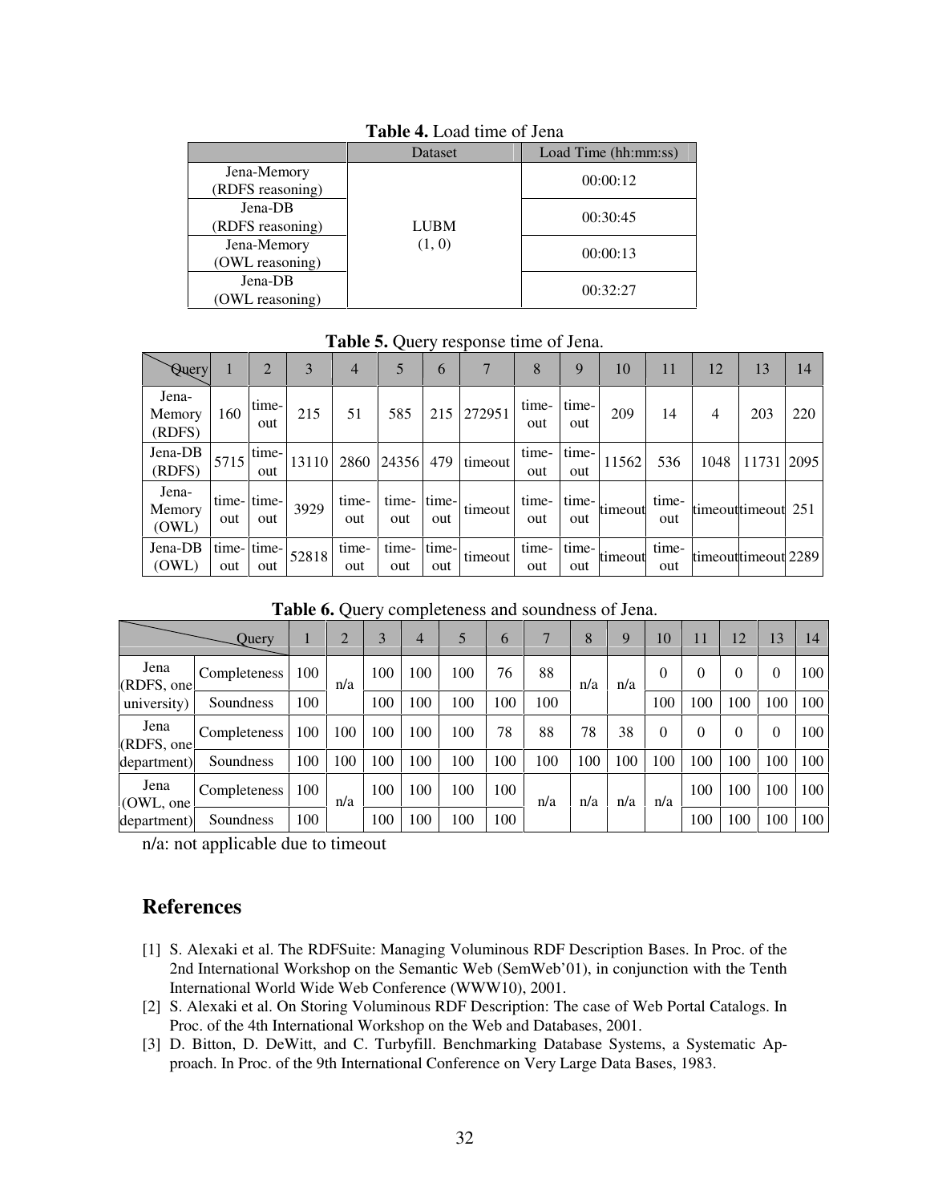**Table 4.** Load time of Jena

| | Dataset | Load Time (hh:mm:ss) |
|---|---|---|
| Jena-Memory (RDFS reasoning) | LUBM (1, 0) | 00:00:12 |
| Jena-DB (RDFS reasoning) | | 00:30:45 |
| Jena-Memory (OWL reasoning) | | 00:00:13 |
| Jena-DB (OWL reasoning) | | 00:32:27 |

**Table 5.** Query response time of Jena.

| Query | 1 | 2 | 3 | 4 | 5 | 6 | 7 | 8 | 9 | 10 | 11 | 12 | 13 | 14 |
|---|---|---|---|---|---|---|---|---|---|---|---|---|---|---|
| Jena-Memory (RDFS) | 160 | time-out | 215 | 51 | 585 | 215 | 272951 | time-out | time-out | 209 | 14 | 4 | 203 | 220 |
| Jena-DB (RDFS) | 5715 | time-out | 13110 | 2860 | 24356 | 479 | timeout | time-out | time-out | 11562 | 536 | 1048 | 11731 | 2095 |
| Jena-Memory (OWL) | time-out | time-out | 3929 | time-out | time-out | time-out | timeout | time-out | time-out | timeout | time-out | timeout | timeout | 251 |
| Jena-DB (OWL) | time-out | time-out | 52818 | time-out | time-out | time-out | timeout | time-out | time-out | timeout | time-out | timeout | timeout | 2289 |

**Table 6.** Query completeness and soundness of Jena.

| | Query | 1 | 2 | 3 | 4 | 5 | 6 | 7 | 8 | 9 | 10 | 11 | 12 | 13 | 14 |
|---|---|---|---|---|---|---|---|---|---|---|---|---|---|---|---|
| Jena (RDFS, one university) | Completeness | 100 | n/a | 100 | 100 | 100 | 76 | 88 | n/a | n/a | 0 | 0 | 0 | 0 | 100 |
| | Soundness | 100 | | 100 | 100 | 100 | 100 | 100 | | | 100 | 100 | 100 | 100 | 100 |
| Jena (RDFS, one department) | Completeness | 100 | 100 | 100 | 100 | 100 | 78 | 88 | 78 | 38 | 0 | 0 | 0 | 0 | 100 |
| | Soundness | 100 | 100 | 100 | 100 | 100 | 100 | 100 | 100 | 100 | 100 | 100 | 100 | 100 | 100 |
| Jena (OWL, one department) | Completeness | 100 | n/a | 100 | 100 | 100 | 100 | n/a | n/a | n/a | n/a | 100 | 100 | 100 | 100 |
| | Soundness | 100 | | 100 | 100 | 100 | 100 | | | | | 100 | 100 | 100 | 100 |

n/a: not applicable due to timeout

## References

[1] S. Alexaki et al. The RDFSuite: Managing Voluminous RDF Description Bases. In Proc. of the 2nd International Workshop on the Semantic Web (SemWeb'01), in conjunction with the Tenth International World Wide Web Conference (WWW10), 2001.

[2] S. Alexaki et al. On Storing Voluminous RDF Description: The case of Web Portal Catalogs. In Proc. of the 4th International Workshop on the Web and Databases, 2001.

[3] D. Bitton, D. DeWitt, and C. Turbyfill. Benchmarking Database Systems, a Systematic Approach. In Proc. of the 9th International Conference on Very Large Data Bases, 1983.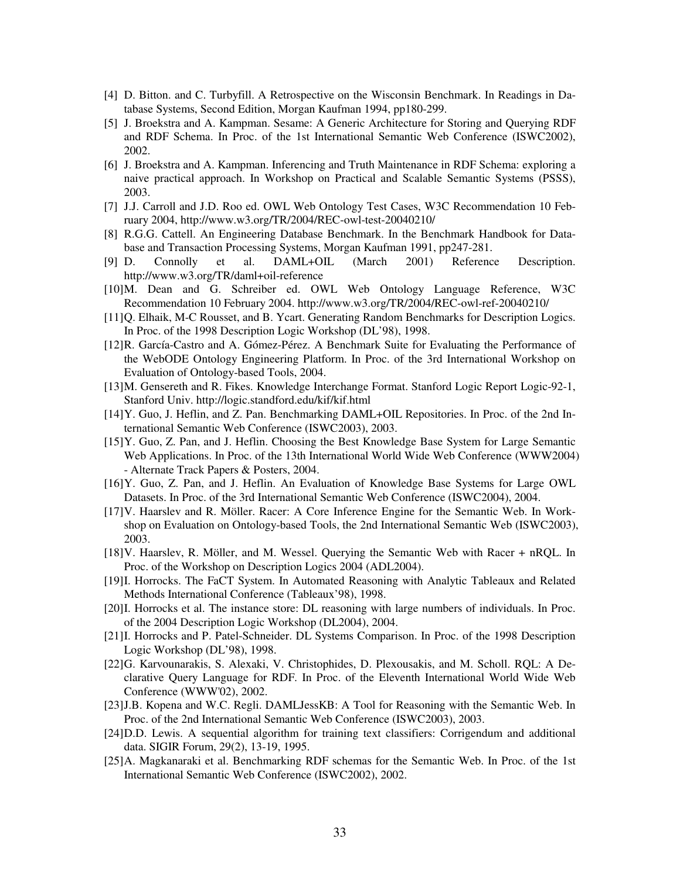[4] D. Bitton. and C. Turbyfill. A Retrospective on the Wisconsin Benchmark. In Readings in Database Systems, Second Edition, Morgan Kaufman 1994, pp180-299.

[5] J. Broekstra and A. Kampman. Sesame: A Generic Architecture for Storing and Querying RDF and RDF Schema. In Proc. of the 1st International Semantic Web Conference (ISWC2002), 2002.

[6] J. Broekstra and A. Kampman. Inferencing and Truth Maintenance in RDF Schema: exploring a naive practical approach. In Workshop on Practical and Scalable Semantic Systems (PSSS), 2003.

[7] J.J. Carroll and J.D. Roo ed. OWL Web Ontology Test Cases, W3C Recommendation 10 February 2004, http://www.w3.org/TR/2004/REC-owl-test-20040210/

[8] R.G.G. Cattell. An Engineering Database Benchmark. In the Benchmark Handbook for Database and Transaction Processing Systems, Morgan Kaufman 1991, pp247-281.

[9] D. Connolly et al. DAML+OIL (March 2001) Reference Description. http://www.w3.org/TR/daml+oil-reference

[10] M. Dean and G. Schreiber ed. OWL Web Ontology Language Reference, W3C Recommendation 10 February 2004. http://www.w3.org/TR/2004/REC-owl-ref-20040210/

[11] Q. Elhaik, M-C Rousset, and B. Ycart. Generating Random Benchmarks for Description Logics. In Proc. of the 1998 Description Logic Workshop (DL'98), 1998.

[12] R. García-Castro and A. Gómez-Pérez. A Benchmark Suite for Evaluating the Performance of the WebODE Ontology Engineering Platform. In Proc. of the 3rd International Workshop on Evaluation of Ontology-based Tools, 2004.

[13] M. Gensereth and R. Fikes. Knowledge Interchange Format. Stanford Logic Report Logic-92-1, Stanford Univ. http://logic.standford.edu/kif/kif.html

[14] Y. Guo, J. Heflin, and Z. Pan. Benchmarking DAML+OIL Repositories. In Proc. of the 2nd International Semantic Web Conference (ISWC2003), 2003.

[15] Y. Guo, Z. Pan, and J. Heflin. Choosing the Best Knowledge Base System for Large Semantic Web Applications. In Proc. of the 13th International World Wide Web Conference (WWW2004) - Alternate Track Papers & Posters, 2004.

[16] Y. Guo, Z. Pan, and J. Heflin. An Evaluation of Knowledge Base Systems for Large OWL Datasets. In Proc. of the 3rd International Semantic Web Conference (ISWC2004), 2004.

[17] V. Haarslev and R. Möller. Racer: A Core Inference Engine for the Semantic Web. In Workshop on Evaluation on Ontology-based Tools, the 2nd International Semantic Web (ISWC2003), 2003.

[18] V. Haarslev, R. Möller, and M. Wessel. Querying the Semantic Web with Racer + nRQL. In Proc. of the Workshop on Description Logics 2004 (ADL2004).

[19] I. Horrocks. The FaCT System. In Automated Reasoning with Analytic Tableaux and Related Methods International Conference (Tableaux'98), 1998.

[20] I. Horrocks et al. The instance store: DL reasoning with large numbers of individuals. In Proc. of the 2004 Description Logic Workshop (DL2004), 2004.

[21] I. Horrocks and P. Patel-Schneider. DL Systems Comparison. In Proc. of the 1998 Description Logic Workshop (DL'98), 1998.

[22] G. Karvounarakis, S. Alexaki, V. Christophides, D. Plexousakis, and M. Scholl. RQL: A Declarative Query Language for RDF. In Proc. of the Eleventh International World Wide Web Conference (WWW'02), 2002.

[23] J.B. Kopena and W.C. Regli. DAMLJessKB: A Tool for Reasoning with the Semantic Web. In Proc. of the 2nd International Semantic Web Conference (ISWC2003), 2003.

[24] D.D. Lewis. A sequential algorithm for training text classifiers: Corrigendum and additional data. SIGIR Forum, 29(2), 13-19, 1995.

[25] A. Magkanaraki et al. Benchmarking RDF schemas for the Semantic Web. In Proc. of the 1st International Semantic Web Conference (ISWC2002), 2002.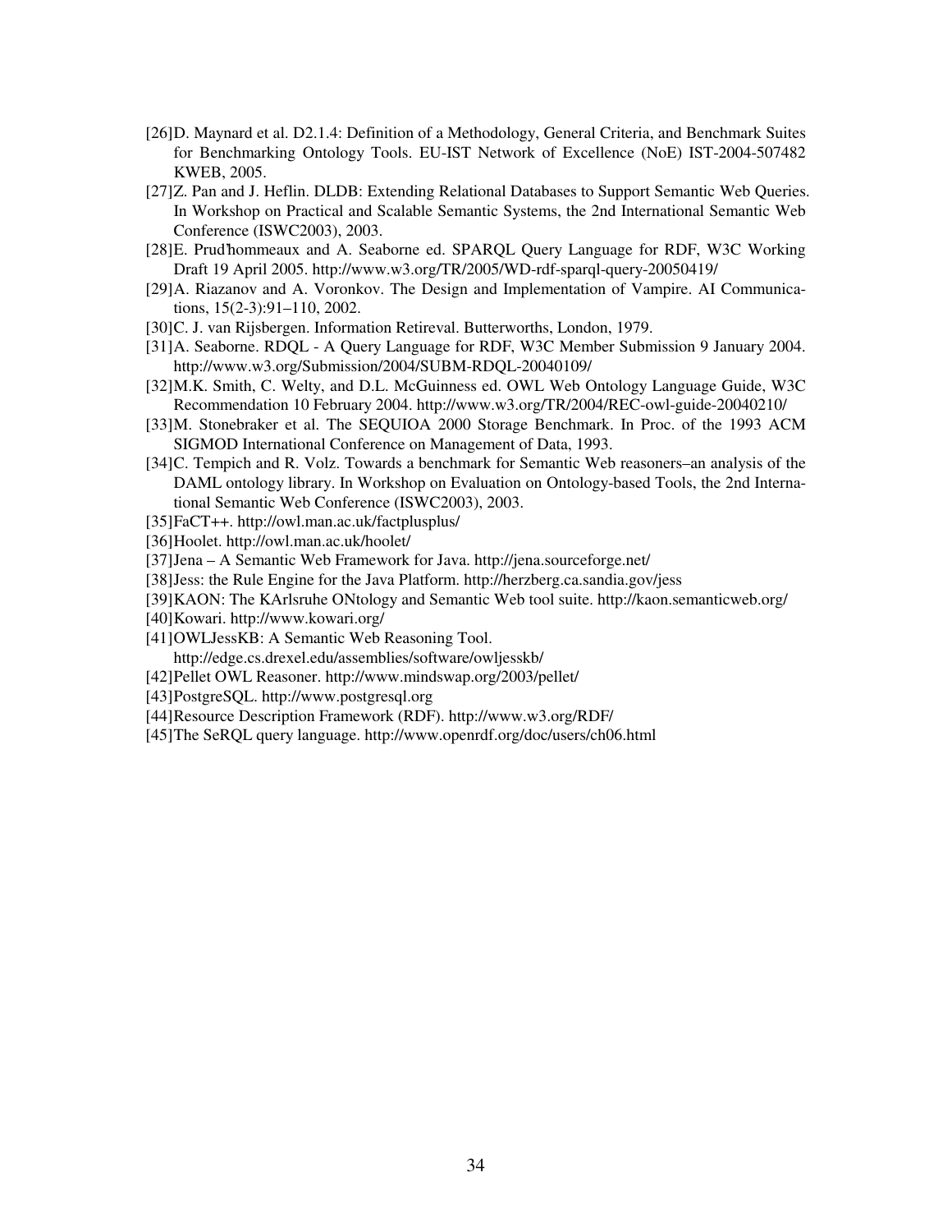[26]D. Maynard et al. D2.1.4: Definition of a Methodology, General Criteria, and Benchmark Suites for Benchmarking Ontology Tools. EU-IST Network of Excellence (NoE) IST-2004-507482 KWEB, 2005.

[27]Z. Pan and J. Heflin. DLDB: Extending Relational Databases to Support Semantic Web Queries. In Workshop on Practical and Scalable Semantic Systems, the 2nd International Semantic Web Conference (ISWC2003), 2003.

[28]E. Prud'hommeaux and A. Seaborne ed. SPARQL Query Language for RDF, W3C Working Draft 19 April 2005. http://www.w3.org/TR/2005/WD-rdf-sparql-query-20050419/

[29]A. Riazanov and A. Voronkov. The Design and Implementation of Vampire. AI Communications, 15(2-3):91–110, 2002.

[30]C. J. van Rijsbergen. Information Retireval. Butterworths, London, 1979.

[31]A. Seaborne. RDQL - A Query Language for RDF, W3C Member Submission 9 January 2004. http://www.w3.org/Submission/2004/SUBM-RDQL-20040109/

[32]M.K. Smith, C. Welty, and D.L. McGuinness ed. OWL Web Ontology Language Guide, W3C Recommendation 10 February 2004. http://www.w3.org/TR/2004/REC-owl-guide-20040210/

[33]M. Stonebraker et al. The SEQUIOA 2000 Storage Benchmark. In Proc. of the 1993 ACM SIGMOD International Conference on Management of Data, 1993.

[34]C. Tempich and R. Volz. Towards a benchmark for Semantic Web reasoners–an analysis of the DAML ontology library. In Workshop on Evaluation on Ontology-based Tools, the 2nd International Semantic Web Conference (ISWC2003), 2003.

[35]FaCT++. http://owl.man.ac.uk/factplusplus/

[36]Hoolet. http://owl.man.ac.uk/hoolet/

[37]Jena – A Semantic Web Framework for Java. http://jena.sourceforge.net/

[38]Jess: the Rule Engine for the Java Platform. http://herzberg.ca.sandia.gov/jess

[39]KAON: The KArlsruhe ONtology and Semantic Web tool suite. http://kaon.semanticweb.org/

[40]Kowari. http://www.kowari.org/

[41]OWLJessKB: A Semantic Web Reasoning Tool. http://edge.cs.drexel.edu/assemblies/software/owljesskb/

[42]Pellet OWL Reasoner. http://www.mindswap.org/2003/pellet/

[43]PostgreSQL. http://www.postgresql.org

[44]Resource Description Framework (RDF). http://www.w3.org/RDF/

[45]The SeRQL query language. http://www.openrdf.org/doc/users/ch06.html